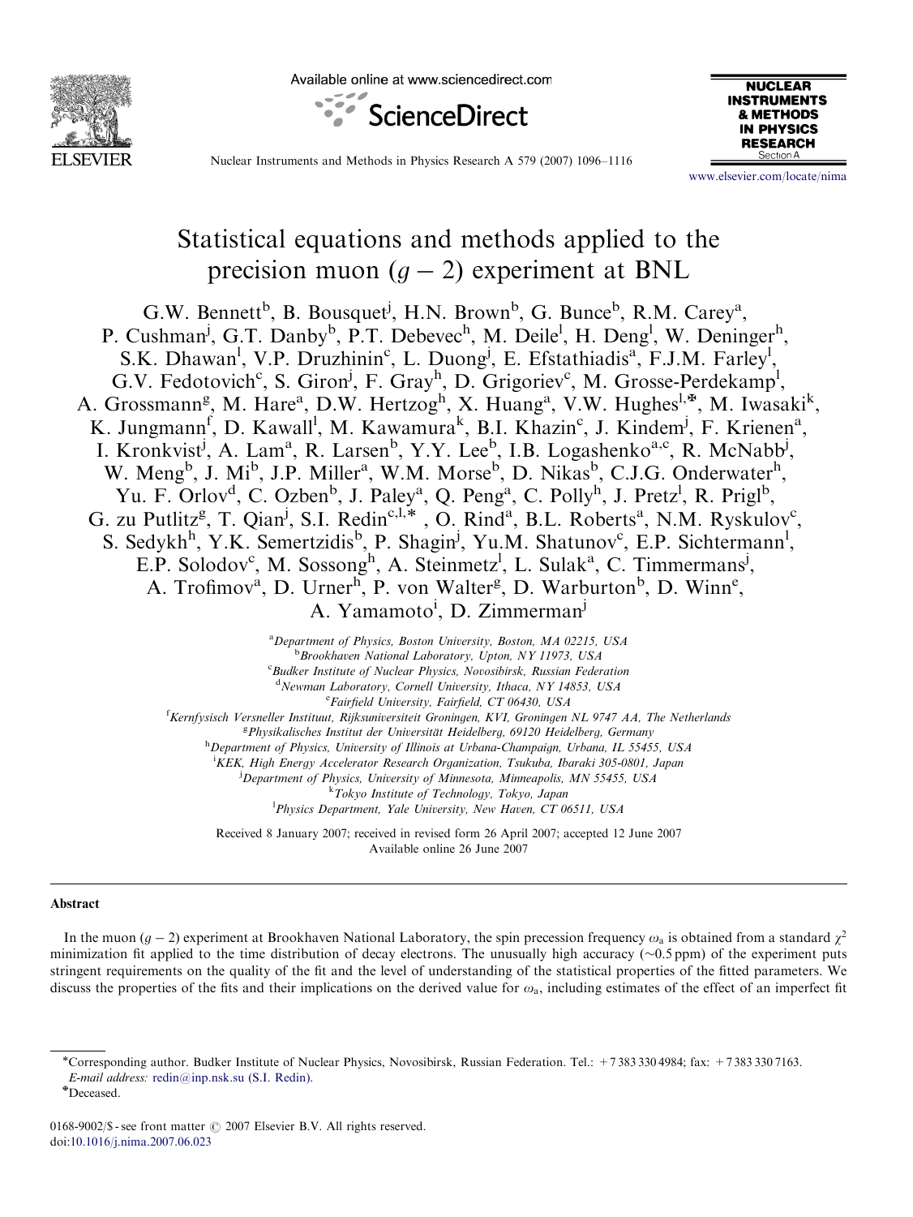# Statistical equations and methods applied to the precision muon $(g-2)$ experiment at BNL

G.W. Bennett[b], B. Bousquet[j], H.N. Brown[b], G. Bunce[b], R.M. Carey[a], P. Cushman[j], G.T. Danby[b], P.T. Debevec[h], M. Deile[l], H. Deng[l], W. Deninger[h], S.K. Dhawan[l], V.P. Druzhinin[c], L. Duong[j], E. Efstathiadis[a], F.J.M. Farley[l], G.V. Fedotovich[c], S. Giron[j], F. Gray[h], D. Grigoriev[c], M. Grosse-Perdekamp[l], A. Grossmann[g], M. Hare[a], D.W. Hertzog[h], X. Huang[a], V.W. Hughes[l,✠], M. Iwasaki[k], K. Jungmann[f], D. Kawall[l], M. Kawamura[k], B.I. Khazin[c], J. Kindem[j], F. Krienen[a], I. Kronkvist[j], A. Lam[a], R. Larsen[b], Y.Y. Lee[b], I.B. Logashenko[a,c], R. McNabb[j], W. Meng[b], J. Mi[b], J.P. Miller[a], W.M. Morse[b], D. Nikas[b], C.J.G. Onderwater[h], Yu. F. Orlov[d], C. Ozben[b], J. Paley[a], Q. Peng[a], C. Polly[h], J. Pretz[l], R. Prigl[b], G. zu Putlitz[g], T. Qian[j], S.I. Redin[c,l,*], O. Rind[a], B.L. Roberts[a], N.M. Ryskulov[c], S. Sedykh[h], Y.K. Semertzidis[b], P. Shagin[j], Yu.M. Shatunov[c], E.P. Sichtermann[l], E.P. Solodov[c], M. Sossong[h], A. Steinmetz[l], L. Sulak[a], C. Timmermans[j], A. Trofimov[a], D. Urner[h], P. von Walter[g], D. Warburton[b], D. Winn[e], A. Yamamoto[i], D. Zimmerman[j]

[a] *Department of Physics, Boston University, Boston, MA 02215, USA*
[b] *Brookhaven National Laboratory, Upton, NY 11973, USA*
[c] *Budker Institute of Nuclear Physics, Novosibirsk, Russian Federation*
[d] *Newman Laboratory, Cornell University, Ithaca, NY 14853, USA*
[e] *Fairfield University, Fairfield, CT 06430, USA*
[f] *Kernfysisch Versneller Instituut, Rijksuniversiteit Groningen, KVI, Groningen NL 9747 AA, The Netherlands*
[g] *Physikalisches Institut der Universität Heidelberg, 69120 Heidelberg, Germany*
[h] *Department of Physics, University of Illinois at Urbana-Champaign, Urbana, IL 55455, USA*
[i] *KEK, High Energy Accelerator Research Organization, Tsukuba, Ibaraki 305-0801, Japan*
[j] *Department of Physics, University of Minnesota, Minneapolis, MN 55455, USA*
[k] *Tokyo Institute of Technology, Tokyo, Japan*
[l] *Physics Department, Yale University, New Haven, CT 06511, USA*

Received 8 January 2007; received in revised form 26 April 2007; accepted 12 June 2007
Available online 26 June 2007

## Abstract

In the muon $(g-2)$ experiment at Brookhaven National Laboratory, the spin precession frequency $\omega_a$ is obtained from a standard $\chi^2$ minimization fit applied to the time distribution of decay electrons. The unusually high accuracy (~0.5 ppm) of the experiment puts stringent requirements on the quality of the fit and the level of understanding of the statistical properties of the fitted parameters. We discuss the properties of the fits and their implications on the derived value for $\omega_a$, including estimates of the effect of an imperfect fit

*Corresponding author. Budker Institute of Nuclear Physics, Novosibirsk, Russian Federation. Tel.: +7 383 330 4984; fax: +7 383 330 7163. *E-mail address:* redin@inp.nsk.su (S.I. Redin).

✠Deceased.

0168-9002/$ - see front matter © 2007 Elsevier B.V. All rights reserved.
doi:10.1016/j.nima.2007.06.023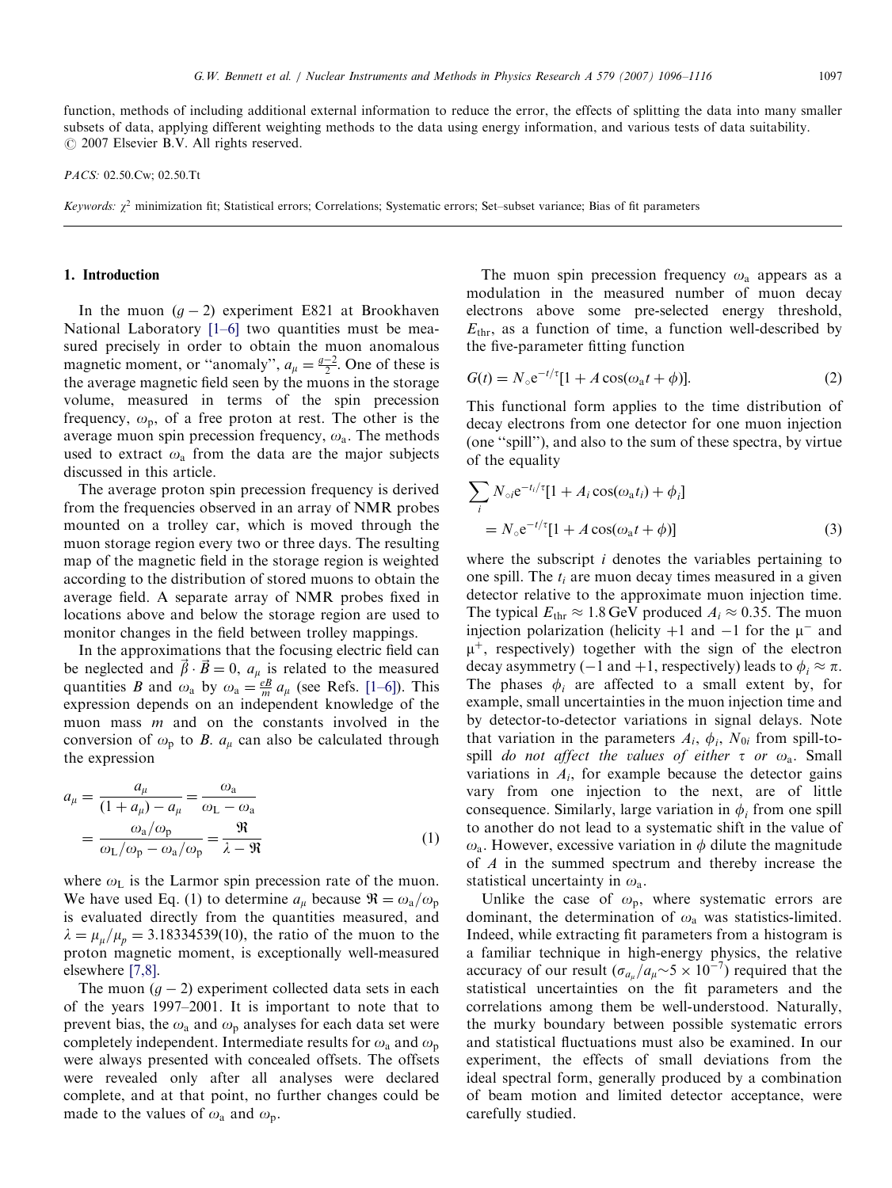function, methods of including additional external information to reduce the error, the effects of splitting the data into many smaller subsets of data, applying different weighting methods to the data using energy information, and various tests of data suitability.
© 2007 Elsevier B.V. All rights reserved.

*PACS:* 02.50.Cw; 02.50.Tt

*Keywords:* $\chi^2$ minimization fit; Statistical errors; Correlations; Systematic errors; Set–subset variance; Bias of fit parameters

## 1. Introduction

In the muon $(g-2)$ experiment E821 at Brookhaven National Laboratory [1–6] two quantities must be measured precisely in order to obtain the muon anomalous magnetic moment, or "anomaly", $a_\mu = \frac{g-2}{2}$. One of these is the average magnetic field seen by the muons in the storage volume, measured in terms of the spin precession frequency, $\omega_\mathrm{p}$, of a free proton at rest. The other is the average muon spin precession frequency, $\omega_\mathrm{a}$. The methods used to extract $\omega_\mathrm{a}$ from the data are the major subjects discussed in this article.

The average proton spin precession frequency is derived from the frequencies observed in an array of NMR probes mounted on a trolley car, which is moved through the muon storage region every two or three days. The resulting map of the magnetic field in the storage region is weighted according to the distribution of stored muons to obtain the average field. A separate array of NMR probes fixed in locations above and below the storage region are used to monitor changes in the field between trolley mappings.

In the approximations that the focusing electric field can be neglected and $\vec{\beta}\cdot\vec{B}=0$, $a_\mu$ is related to the measured quantities $B$ and $\omega_\mathrm{a}$ by $\omega_\mathrm{a} = \frac{eB}{m}a_\mu$ (see Refs. [1–6]). This expression depends on an independent knowledge of the muon mass $m$ and on the constants involved in the conversion of $\omega_\mathrm{p}$ to $B$. $a_\mu$ can also be calculated through the expression

$$a_\mu = \frac{a_\mu}{(1+a_\mu)-a_\mu} = \frac{\omega_\mathrm{a}}{\omega_\mathrm{L}-\omega_\mathrm{a}} = \frac{\omega_\mathrm{a}/\omega_\mathrm{p}}{\omega_\mathrm{L}/\omega_\mathrm{p}-\omega_\mathrm{a}/\omega_\mathrm{p}} = \frac{\Re}{\lambda-\Re} \tag{1}$$

where $\omega_\mathrm{L}$ is the Larmor spin precession rate of the muon. We have used Eq. (1) to determine $a_\mu$ because $\Re = \omega_\mathrm{a}/\omega_\mathrm{p}$ is evaluated directly from the quantities measured, and $\lambda = \mu_\mu/\mu_p = 3.18334539(10)$, the ratio of the muon to the proton magnetic moment, is exceptionally well-measured elsewhere [7,8].

The muon $(g-2)$ experiment collected data sets in each of the years 1997–2001. It is important to note that to prevent bias, the $\omega_\mathrm{a}$ and $\omega_\mathrm{p}$ analyses for each data set were completely independent. Intermediate results for $\omega_\mathrm{a}$ and $\omega_\mathrm{p}$ were always presented with concealed offsets. The offsets were revealed only after all analyses were declared complete, and at that point, no further changes could be made to the values of $\omega_\mathrm{a}$ and $\omega_\mathrm{p}$.

The muon spin precession frequency $\omega_\mathrm{a}$ appears as a modulation in the measured number of muon decay electrons above some pre-selected energy threshold, $E_\mathrm{thr}$, as a function of time, a function well-described by the five-parameter fitting function

$$G(t) = N_\circ \mathrm{e}^{-t/\tau}[1 + A\cos(\omega_\mathrm{a} t + \phi)]. \tag{2}$$

This functional form applies to the time distribution of decay electrons from one detector for one muon injection (one "spill"), and also to the sum of these spectra, by virtue of the equality

$$\sum_i N_{\circ i}\mathrm{e}^{-t_i/\tau}[1 + A_i\cos(\omega_\mathrm{a} t_i) + \phi_i] = N_\circ \mathrm{e}^{-t/\tau}[1 + A\cos(\omega_\mathrm{a} t + \phi)] \tag{3}$$

where the subscript $i$ denotes the variables pertaining to one spill. The $t_i$ are muon decay times measured in a given detector relative to the approximate muon injection time. The typical $E_\mathrm{thr} \approx 1.8\,\mathrm{GeV}$ produced $A_i \approx 0.35$. The muon injection polarization (helicity $+1$ and $-1$ for the $\mu^-$ and $\mu^+$, respectively) together with the sign of the electron decay asymmetry ($-1$ and $+1$, respectively) leads to $\phi_i \approx \pi$. The phases $\phi_i$ are affected to a small extent by, for example, small uncertainties in the muon injection time and by detector-to-detector variations in signal delays. Note that variation in the parameters $A_i$, $\phi_i$, $N_{0i}$ from spill-to-spill *do not affect the values of either* $\tau$ *or* $\omega_\mathrm{a}$. Small variations in $A_i$, for example because the detector gains vary from one injection to the next, are of little consequence. Similarly, large variation in $\phi_i$ from one spill to another do not lead to a systematic shift in the value of $\omega_\mathrm{a}$. However, excessive variation in $\phi$ dilute the magnitude of $A$ in the summed spectrum and thereby increase the statistical uncertainty in $\omega_\mathrm{a}$.

Unlike the case of $\omega_\mathrm{p}$, where systematic errors are dominant, the determination of $\omega_\mathrm{a}$ was statistics-limited. Indeed, while extracting fit parameters from a histogram is a familiar technique in high-energy physics, the relative accuracy of our result ($\sigma_{a_\mu}/a_\mu \sim 5\times10^{-7}$) required that the statistical uncertainties on the fit parameters and the correlations among them be well-understood. Naturally, the murky boundary between possible systematic errors and statistical fluctuations must also be examined. In our experiment, the effects of small deviations from the ideal spectral form, generally produced by a combination of beam motion and limited detector acceptance, were carefully studied.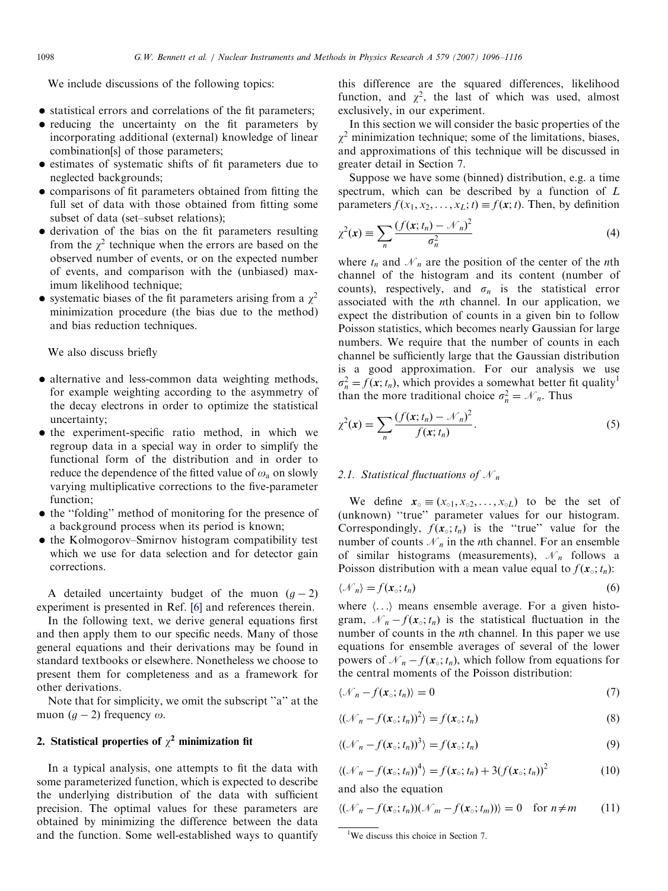We include discussions of the following topics:

- statistical errors and correlations of the fit parameters;
- reducing the uncertainty on the fit parameters by incorporating additional (external) knowledge of linear combination[s] of those parameters;
- estimates of systematic shifts of fit parameters due to neglected backgrounds;
- comparisons of fit parameters obtained from fitting the full set of data with those obtained from fitting some subset of data (set–subset relations);
- derivation of the bias on the fit parameters resulting from the $\chi^2$ technique when the errors are based on the observed number of events, or on the expected number of events, and comparison with the (unbiased) maximum likelihood technique;
- systematic biases of the fit parameters arising from a $\chi^2$ minimization procedure (the bias due to the method) and bias reduction techniques.

We also discuss briefly

- alternative and less-common data weighting methods, for example weighting according to the asymmetry of the decay electrons in order to optimize the statistical uncertainty;
- the experiment-specific ratio method, in which we regroup data in a special way in order to simplify the functional form of the distribution and in order to reduce the dependence of the fitted value of $\omega_a$ on slowly varying multiplicative corrections to the five-parameter function;
- the "folding" method of monitoring for the presence of a background process when its period is known;
- the Kolmogorov–Smirnov histogram compatibility test which we use for data selection and for detector gain corrections.

A detailed uncertainty budget of the muon $(g-2)$ experiment is presented in Ref. [6] and references therein.

In the following text, we derive general equations first and then apply them to our specific needs. Many of those general equations and their derivations may be found in standard textbooks or elsewhere. Nonetheless we choose to present them for completeness and as a framework for other derivations.

Note that for simplicity, we omit the subscript "a" at the muon $(g-2)$ frequency $\omega$.

## 2. Statistical properties of $\chi^2$ minimization fit

In a typical analysis, one attempts to fit the data with some parameterized function, which is expected to describe the underlying distribution of the data with sufficient precision. The optimal values for these parameters are obtained by minimizing the difference between the data and the function. Some well-established ways to quantify this difference are the squared differences, likelihood function, and $\chi^2$, the last of which was used, almost exclusively, in our experiment.

In this section we will consider the basic properties of the $\chi^2$ minimization technique; some of the limitations, biases, and approximations of this technique will be discussed in greater detail in Section 7.

Suppose we have some (binned) distribution, e.g. a time spectrum, which can be described by a function of $L$ parameters $f(x_1, x_2, \ldots, x_L; t) \equiv f(\boldsymbol{x}; t)$. Then, by definition

$$\chi^2(\boldsymbol{x}) \equiv \sum_n \frac{(f(\boldsymbol{x}; t_n) - \mathcal{N}_n)^2}{\sigma_n^2} \tag{4}$$

where $t_n$ and $\mathcal{N}_n$ are the position of the center of the $n$th channel of the histogram and its content (number of counts), respectively, and $\sigma_n$ is the statistical error associated with the $n$th channel. In our application, we expect the distribution of counts in a given bin to follow Poisson statistics, which becomes nearly Gaussian for large numbers. We require that the number of counts in each channel be sufficiently large that the Gaussian distribution is a good approximation. For our analysis we use $\sigma_n^2 = f(\boldsymbol{x}; t_n)$, which provides a somewhat better fit quality[1] than the more traditional choice $\sigma_n^2 = \mathcal{N}_n$. Thus

$$\chi^2(\boldsymbol{x}) = \sum_n \frac{(f(\boldsymbol{x}; t_n) - \mathcal{N}_n)^2}{f(\boldsymbol{x}; t_n)}. \tag{5}$$

### 2.1. Statistical fluctuations of $\mathcal{N}_n$

We define $\boldsymbol{x}_\circ \equiv (x_{\circ 1}, x_{\circ 2}, \ldots, x_{\circ L})$ to be the set of (unknown) "true" parameter values for our histogram. Correspondingly, $f(\boldsymbol{x}_\circ; t_n)$ is the "true" value for the number of counts $\mathcal{N}_n$ in the $n$th channel. For an ensemble of similar histograms (measurements), $\mathcal{N}_n$ follows a Poisson distribution with a mean value equal to $f(\boldsymbol{x}_\circ; t_n)$:

$$\langle \mathcal{N}_n \rangle = f(\boldsymbol{x}_\circ; t_n) \tag{6}$$

where $\langle \ldots \rangle$ means ensemble average. For a given histogram, $\mathcal{N}_n - f(\boldsymbol{x}_\circ; t_n)$ is the statistical fluctuation in the number of counts in the $n$th channel. In this paper we use equations for ensemble averages of several of the lower powers of $\mathcal{N}_n - f(\boldsymbol{x}_\circ; t_n)$, which follow from equations for the central moments of the Poisson distribution:

$$\langle \mathcal{N}_n - f(\boldsymbol{x}_\circ; t_n) \rangle = 0 \tag{7}$$

$$\langle (\mathcal{N}_n - f(\boldsymbol{x}_\circ; t_n))^2 \rangle = f(\boldsymbol{x}_\circ; t_n) \tag{8}$$

$$\langle (\mathcal{N}_n - f(\boldsymbol{x}_\circ; t_n))^3 \rangle = f(\boldsymbol{x}_\circ; t_n) \tag{9}$$

$$\langle (\mathcal{N}_n - f(\boldsymbol{x}_\circ; t_n))^4 \rangle = f(\boldsymbol{x}_\circ; t_n) + 3(f(\boldsymbol{x}_\circ; t_n))^2 \tag{10}$$

and also the equation

$$\langle (\mathcal{N}_n - f(\boldsymbol{x}_\circ; t_n))(\mathcal{N}_m - f(\boldsymbol{x}_\circ; t_m)) \rangle = 0 \quad \text{for } n \neq m \tag{11}$$

[1] We discuss this choice in Section 7.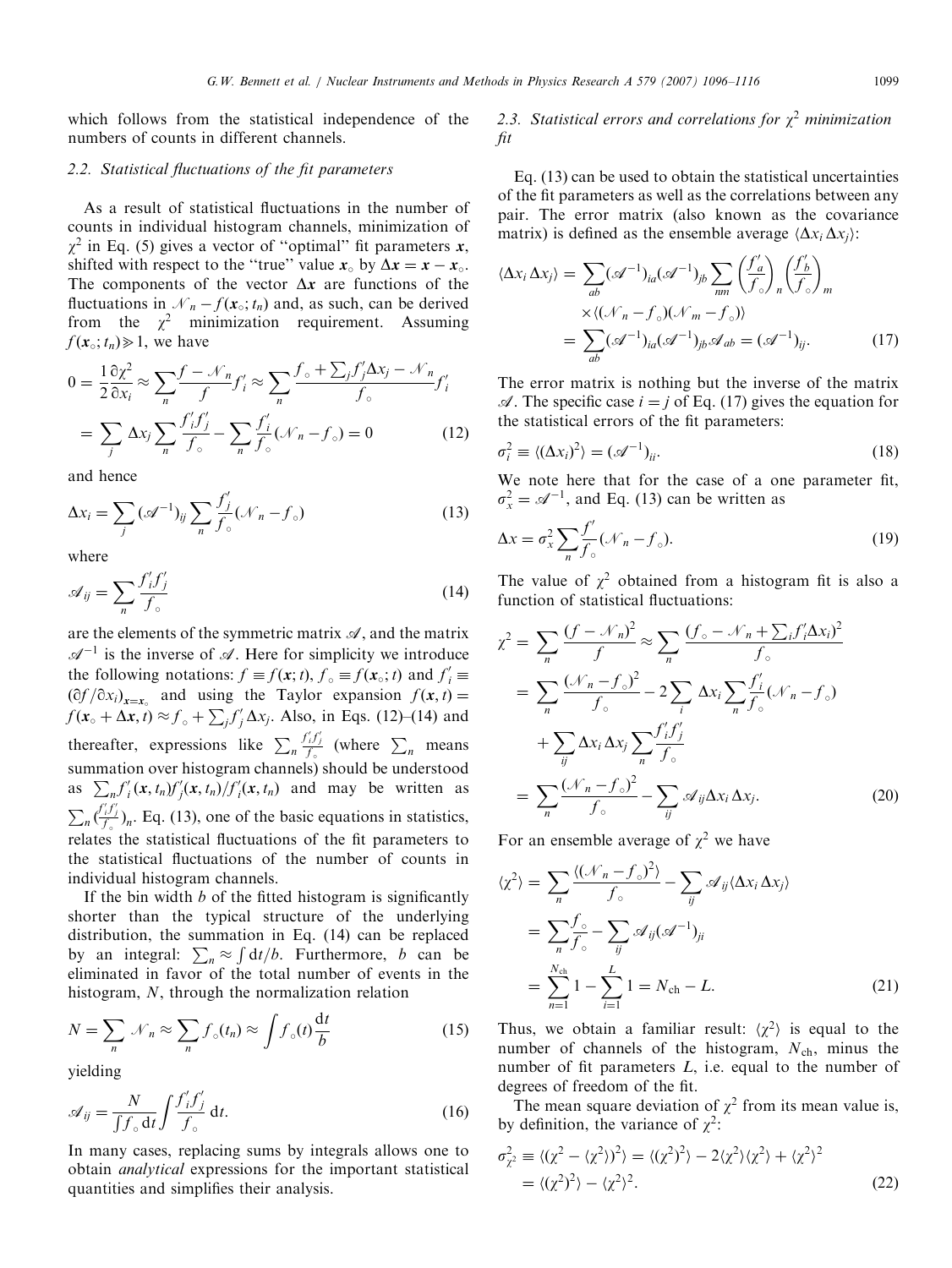which follows from the statistical independence of the numbers of counts in different channels.

### 2.2. Statistical fluctuations of the fit parameters

As a result of statistical fluctuations in the number of counts in individual histogram channels, minimization of $\chi^2$ in Eq. (5) gives a vector of "optimal" fit parameters $\boldsymbol{x}$, shifted with respect to the "true" value $\boldsymbol{x}_\circ$ by $\Delta\boldsymbol{x} = \boldsymbol{x} - \boldsymbol{x}_\circ$. The components of the vector $\Delta\boldsymbol{x}$ are functions of the fluctuations in $\mathcal{N}_n - f(\boldsymbol{x}_\circ; t_n)$ and, as such, can be derived from the $\chi^2$ minimization requirement. Assuming $f(\boldsymbol{x}_\circ; t_n) \gg 1$, we have

$$0 = \frac{1}{2}\frac{\partial \chi^2}{\partial x_i} \approx \sum_n \frac{f - \mathcal{N}_n}{f} f'_i \approx \sum_n \frac{f_\circ + \sum_j f'_j \Delta x_j - \mathcal{N}_n}{f_\circ} f'_i$$
$$= \sum_j \Delta x_j \sum_n \frac{f'_i f'_j}{f_\circ} - \sum_n \frac{f'_i}{f_\circ}(\mathcal{N}_n - f_\circ) = 0 \tag{12}$$

and hence

$$\Delta x_i = \sum_j (\mathcal{A}^{-1})_{ij} \sum_n \frac{f'_j}{f_\circ}(\mathcal{N}_n - f_\circ) \tag{13}$$

where

$$\mathcal{A}_{ij} = \sum_n \frac{f'_i f'_j}{f_\circ} \tag{14}$$

are the elements of the symmetric matrix $\mathcal{A}$, and the matrix $\mathcal{A}^{-1}$ is the inverse of $\mathcal{A}$. Here for simplicity we introduce the following notations: $f \equiv f(\boldsymbol{x}; t)$, $f_\circ \equiv f(\boldsymbol{x}_\circ; t)$ and $f'_i \equiv (\partial f/\partial x_i)_{\boldsymbol{x}=\boldsymbol{x}_\circ}$ and using the Taylor expansion $f(\boldsymbol{x}, t) = f(\boldsymbol{x}_\circ + \Delta\boldsymbol{x}, t) \approx f_\circ + \sum_j f'_j \Delta x_j$. Also, in Eqs. (12)–(14) and thereafter, expressions like $\sum_n \frac{f'_i f'_j}{f_\circ}$ (where $\sum_n$ means summation over histogram channels) should be understood as $\sum_n f'_i(\boldsymbol{x}, t_n) f'_j(\boldsymbol{x}, t_n)/f'_i(\boldsymbol{x}, t_n)$ and may be written as $\sum_n (\frac{f'_i f'_j}{f_\circ})_n$. Eq. (13), one of the basic equations in statistics, relates the statistical fluctuations of the fit parameters to the statistical fluctuations of the number of counts in individual histogram channels.

If the bin width $b$ of the fitted histogram is significantly shorter than the typical structure of the underlying distribution, the summation in Eq. (14) can be replaced by an integral: $\sum_n \approx \int \mathrm{d}t/b$. Furthermore, $b$ can be eliminated in favor of the total number of events in the histogram, $N$, through the normalization relation

$$N = \sum_n \mathcal{N}_n \approx \sum_n f_\circ(t_n) \approx \int f_\circ(t) \frac{\mathrm{d}t}{b} \tag{15}$$

yielding

$$\mathcal{A}_{ij} = \frac{N}{\int f_\circ \, \mathrm{d}t} \int \frac{f'_i f'_j}{f_\circ} \, \mathrm{d}t. \tag{16}$$

In many cases, replacing sums by integrals allows one to obtain *analytical* expressions for the important statistical quantities and simplifies their analysis.

### 2.3. Statistical errors and correlations for $\chi^2$ minimization fit

Eq. (13) can be used to obtain the statistical uncertainties of the fit parameters as well as the correlations between any pair. The error matrix (also known as the covariance matrix) is defined as the ensemble average $\langle \Delta x_i \Delta x_j \rangle$:

$$\langle \Delta x_i \Delta x_j \rangle = \sum_{ab} (\mathcal{A}^{-1})_{ia} (\mathcal{A}^{-1})_{jb} \sum_{nm} \left(\frac{f'_a}{f_\circ}\right)_n \left(\frac{f'_b}{f_\circ}\right)_m$$
$$\times \langle (\mathcal{N}_n - f_\circ)(\mathcal{N}_m - f_\circ) \rangle$$
$$= \sum_{ab} (\mathcal{A}^{-1})_{ia} (\mathcal{A}^{-1})_{jb} \mathcal{A}_{ab} = (\mathcal{A}^{-1})_{ij}. \tag{17}$$

The error matrix is nothing but the inverse of the matrix $\mathcal{A}$. The specific case $i = j$ of Eq. (17) gives the equation for the statistical errors of the fit parameters:

$$\sigma_i^2 \equiv \langle (\Delta x_i)^2 \rangle = (\mathcal{A}^{-1})_{ii}. \tag{18}$$

We note here that for the case of a one parameter fit, $\sigma_x^2 = \mathcal{A}^{-1}$, and Eq. (13) can be written as

$$\Delta x = \sigma_x^2 \sum_n \frac{f'}{f_\circ}(\mathcal{N}_n - f_\circ). \tag{19}$$

The value of $\chi^2$ obtained from a histogram fit is also a function of statistical fluctuations:

$$\chi^2 = \sum_n \frac{(f - \mathcal{N}_n)^2}{f} \approx \sum_n \frac{(f_\circ - \mathcal{N}_n + \sum_i f'_i \Delta x_i)^2}{f_\circ}$$
$$= \sum_n \frac{(\mathcal{N}_n - f_\circ)^2}{f_\circ} - 2 \sum_i \Delta x_i \sum_n \frac{f'_i}{f_\circ}(\mathcal{N}_n - f_\circ)$$
$$+ \sum_{ij} \Delta x_i \Delta x_j \sum_n \frac{f'_i f'_j}{f_\circ}$$
$$= \sum_n \frac{(\mathcal{N}_n - f_\circ)^2}{f_\circ} - \sum_{ij} \mathcal{A}_{ij} \Delta x_i \Delta x_j. \tag{20}$$

For an ensemble average of $\chi^2$ we have

$$\langle \chi^2 \rangle = \sum_n \frac{\langle (\mathcal{N}_n - f_\circ)^2 \rangle}{f_\circ} - \sum_{ij} \mathcal{A}_{ij} \langle \Delta x_i \Delta x_j \rangle$$
$$= \sum_n \frac{f_\circ}{f_\circ} - \sum_{ij} \mathcal{A}_{ij} (\mathcal{A}^{-1})_{ji}$$
$$= \sum_{n=1}^{N_{\mathrm{ch}}} 1 - \sum_{i=1}^{L} 1 = N_{\mathrm{ch}} - L. \tag{21}$$

Thus, we obtain a familiar result: $\langle \chi^2 \rangle$ is equal to the number of channels of the histogram, $N_{\mathrm{ch}}$, minus the number of fit parameters $L$, i.e. equal to the number of degrees of freedom of the fit.

The mean square deviation of $\chi^2$ from its mean value is, by definition, the variance of $\chi^2$:

$$\sigma_{\chi^2}^2 \equiv \langle (\chi^2 - \langle \chi^2 \rangle)^2 \rangle = \langle (\chi^2)^2 \rangle - 2\langle \chi^2 \rangle \langle \chi^2 \rangle + \langle \chi^2 \rangle^2$$
$$= \langle (\chi^2)^2 \rangle - \langle \chi^2 \rangle^2. \tag{22}$$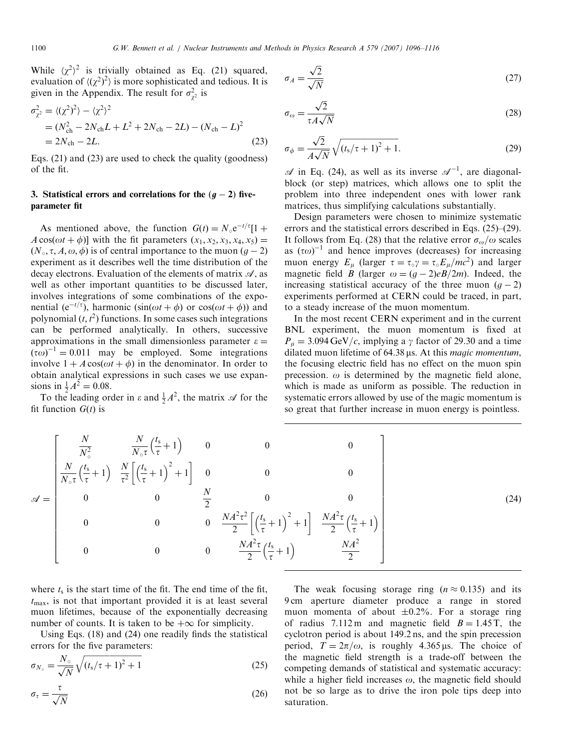While $\langle\chi^2\rangle^2$ is trivially obtained as Eq. (21) squared, evaluation of $\langle(\chi^2)^2\rangle$ is more sophisticated and tedious. It is given in the Appendix. The result for $\sigma^2_{\chi^2}$ is

$$\begin{aligned}\sigma^2_{\chi^2} &= \langle(\chi^2)^2\rangle - \langle\chi^2\rangle^2 \\ &= (N_{\rm ch}^2 - 2N_{\rm ch}L + L^2 + 2N_{\rm ch} - 2L) - (N_{\rm ch} - L)^2 \\ &= 2N_{\rm ch} - 2L. \end{aligned} \tag{23}$$

Eqs. (21) and (23) are used to check the quality (goodness) of the fit.

## 3. Statistical errors and correlations for the $(g-2)$ five-parameter fit

As mentioned above, the function $G(t) = N_\circ e^{-t/\tau}[1 + A\cos(\omega t + \phi)]$ with the fit parameters $(x_1, x_2, x_3, x_4, x_5) = (N_\circ, \tau, A, \omega, \phi)$ is of central importance to the muon $(g-2)$ experiment as it describes well the time distribution of the decay electrons. Evaluation of the elements of matrix $\mathscr{A}$, as well as other important quantities to be discussed later, involves integrations of some combinations of the exponential ($e^{-t/\tau}$), harmonic ($\sin(\omega t + \phi)$ or $\cos(\omega t + \phi)$) and polynomial ($t, t^2$) functions. In some cases such integrations can be performed analytically. In others, successive approximations in the small dimensionless parameter $\varepsilon = (\tau\omega)^{-1} = 0.011$ may be employed. Some integrations involve $1 + A\cos(\omega t + \phi)$ in the denominator. In order to obtain analytical expressions in such cases we use expansions in $\frac{1}{2}A^2 = 0.08$.

To the leading order in $\varepsilon$ and $\frac{1}{2}A^2$, the matrix $\mathscr{A}$ for the fit function $G(t)$ is

$$\mathscr{A} = \begin{bmatrix} \dfrac{N}{N_\circ^2} & \dfrac{N}{N_\circ\tau}\left(\dfrac{t_s}{\tau}+1\right) & 0 & 0 & 0 \\ \dfrac{N}{N_\circ\tau}\left(\dfrac{t_s}{\tau}+1\right) & \dfrac{N}{\tau^2}\left[\left(\dfrac{t_s}{\tau}+1\right)^2+1\right] & 0 & 0 & 0 \\ 0 & 0 & \dfrac{N}{2} & 0 & 0 \\ 0 & 0 & 0 & \dfrac{NA^2\tau^2}{2}\left[\left(\dfrac{t_s}{\tau}+1\right)^2+1\right] & \dfrac{NA^2\tau}{2}\left(\dfrac{t_s}{\tau}+1\right) \\ 0 & 0 & 0 & \dfrac{NA^2\tau}{2}\left(\dfrac{t_s}{\tau}+1\right) & \dfrac{NA^2}{2} \end{bmatrix} \tag{24}$$

where $t_s$ is the start time of the fit. The end time of the fit, $t_{\rm max}$, is not that important provided it is at least several muon lifetimes, because of the exponentially decreasing number of counts. It is taken to be $+\infty$ for simplicity.

Using Eqs. (18) and (24) one readily finds the statistical errors for the five parameters:

$$\sigma_{N_\circ} = \frac{N_\circ}{\sqrt{N}}\sqrt{(t_s/\tau+1)^2+1} \tag{25}$$

$$\sigma_\tau = \frac{\tau}{\sqrt{N}} \tag{26}$$

$$\sigma_A = \frac{\sqrt{2}}{\sqrt{N}} \tag{27}$$

$$\sigma_\omega = \frac{\sqrt{2}}{\tau A\sqrt{N}} \tag{28}$$

$$\sigma_\phi = \frac{\sqrt{2}}{A\sqrt{N}}\sqrt{(t_s/\tau+1)^2+1}. \tag{29}$$

$\mathscr{A}$ in Eq. (24), as well as its inverse $\mathscr{A}^{-1}$, are diagonal-block (or step) matrices, which allows one to split the problem into three independent ones with lower rank matrices, thus simplifying calculations substantially.

Design parameters were chosen to minimize systematic errors and the statistical errors described in Eqs. (25)–(29). It follows from Eq. (28) that the relative error $\sigma_\omega/\omega$ scales as $(\tau\omega)^{-1}$ and hence improves (decreases) for increasing muon energy $E_\mu$ (larger $\tau = \tau_\circ\gamma = \tau_\circ E_\mu/mc^2$) and larger magnetic field $B$ (larger $\omega = (g-2)eB/2m$). Indeed, the increasing statistical accuracy of the three muon $(g-2)$ experiments performed at CERN could be traced, in part, to a steady increase of the muon momentum.

In the most recent CERN experiment and in the current BNL experiment, the muon momentum is fixed at $P_\mu = 3.094\,{\rm GeV}/c$, implying a $\gamma$ factor of 29.30 and a time dilated muon lifetime of 64.38 μs. At this *magic momentum*, the focusing electric field has no effect on the muon spin precession. $\omega$ is determined by the magnetic field alone, which is made as uniform as possible. The reduction in systematic errors allowed by use of the magic momentum is so great that further increase in muon energy is pointless.

The weak focusing storage ring ($n \approx 0.135$) and its 9 cm aperture diameter produce a range in stored muon momenta of about $\pm 0.2\%$. For a storage ring of radius 7.112 m and magnetic field $B = 1.45\,{\rm T}$, the cyclotron period is about 149.2 ns, and the spin precession period, $T = 2\pi/\omega$, is roughly 4.365 μs. The choice of the magnetic field strength is a trade-off between the competing demands of statistical and systematic accuracy: while a higher field increases $\omega$, the magnetic field should not be so large as to drive the iron pole tips deep into saturation.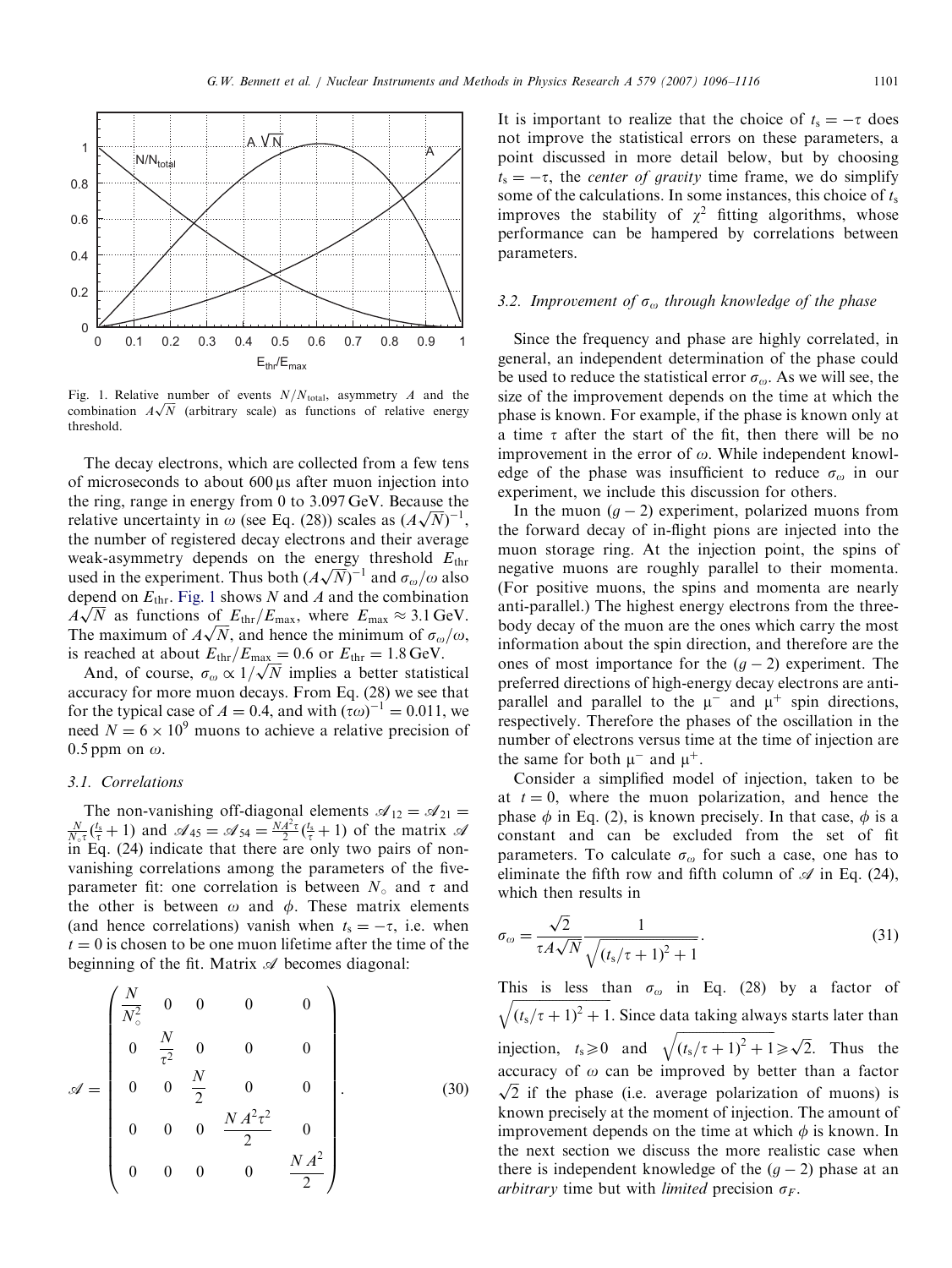Fig. 1. Relative number of events $N/N_{\text{total}}$, asymmetry $A$ and the combination $A\sqrt{N}$ (arbitrary scale) as functions of relative energy threshold.

The decay electrons, which are collected from a few tens of microseconds to about 600 μs after muon injection into the ring, range in energy from 0 to 3.097 GeV. Because the relative uncertainty in $\omega$ (see Eq. (28)) scales as $(A\sqrt{N})^{-1}$, the number of registered decay electrons and their average weak-asymmetry depends on the energy threshold $E_{\text{thr}}$ used in the experiment. Thus both $(A\sqrt{N})^{-1}$ and $\sigma_\omega/\omega$ also depend on $E_{\text{thr}}$. Fig. 1 shows $N$ and $A$ and the combination $A\sqrt{N}$ as functions of $E_{\text{thr}}/E_{\text{max}}$, where $E_{\text{max}} \approx 3.1$ GeV. The maximum of $A\sqrt{N}$, and hence the minimum of $\sigma_\omega/\omega$, is reached at about $E_{\text{thr}}/E_{\text{max}} = 0.6$ or $E_{\text{thr}} = 1.8$ GeV.

And, of course, $\sigma_\omega \propto 1/\sqrt{N}$ implies a better statistical accuracy for more muon decays. From Eq. (28) we see that for the typical case of $A = 0.4$, and with $(\tau\omega)^{-1} = 0.011$, we need $N = 6 \times 10^9$ muons to achieve a relative precision of 0.5 ppm on $\omega$.

### 3.1. Correlations

The non-vanishing off-diagonal elements $\mathscr{A}_{12} = \mathscr{A}_{21} = \frac{N}{N_\circ \tau}(\frac{t_s}{\tau} + 1)$ and $\mathscr{A}_{45} = \mathscr{A}_{54} = \frac{NA^2\tau}{2}(\frac{t_s}{\tau} + 1)$ of the matrix $\mathscr{A}$ in Eq. (24) indicate that there are only two pairs of non-vanishing correlations among the parameters of the five-parameter fit: one correlation is between $N_\circ$ and $\tau$ and the other is between $\omega$ and $\phi$. These matrix elements (and hence correlations) vanish when $t_s = -\tau$, i.e. when $t = 0$ is chosen to be one muon lifetime after the time of the beginning of the fit. Matrix $\mathscr{A}$ becomes diagonal:

$$
\mathscr{A} = \begin{pmatrix} \dfrac{N}{N_\circ^2} & 0 & 0 & 0 & 0 \\ 0 & \dfrac{N}{\tau^2} & 0 & 0 & 0 \\ 0 & 0 & \dfrac{N}{2} & 0 & 0 \\ 0 & 0 & 0 & \dfrac{NA^2\tau^2}{2} & 0 \\ 0 & 0 & 0 & 0 & \dfrac{NA^2}{2} \end{pmatrix}. \tag{30}
$$

It is important to realize that the choice of $t_s = -\tau$ does not improve the statistical errors on these parameters, a point discussed in more detail below, but by choosing $t_s = -\tau$, the *center of gravity* time frame, we do simplify some of the calculations. In some instances, this choice of $t_s$ improves the stability of $\chi^2$ fitting algorithms, whose performance can be hampered by correlations between parameters.

### 3.2. Improvement of $\sigma_\omega$ through knowledge of the phase

Since the frequency and phase are highly correlated, in general, an independent determination of the phase could be used to reduce the statistical error $\sigma_\omega$. As we will see, the size of the improvement depends on the time at which the phase is known. For example, if the phase is known only at a time $\tau$ after the start of the fit, then there will be no improvement in the error of $\omega$. While independent knowledge of the phase was insufficient to reduce $\sigma_\omega$ in our experiment, we include this discussion for others.

In the muon $(g-2)$ experiment, polarized muons from the forward decay of in-flight pions are injected into the muon storage ring. At the injection point, the spins of negative muons are roughly parallel to their momenta. (For positive muons, the spins and momenta are nearly anti-parallel.) The highest energy electrons from the three-body decay of the muon are the ones which carry the most information about the spin direction, and therefore are the ones of most importance for the $(g-2)$ experiment. The preferred directions of high-energy decay electrons are anti-parallel and parallel to the $\mu^-$ and $\mu^+$ spin directions, respectively. Therefore the phases of the oscillation in the number of electrons versus time at the time of injection are the same for both $\mu^-$ and $\mu^+$.

Consider a simplified model of injection, taken to be at $t = 0$, where the muon polarization, and hence the phase $\phi$ in Eq. (2), is known precisely. In that case, $\phi$ is a constant and can be excluded from the set of fit parameters. To calculate $\sigma_\omega$ for such a case, one has to eliminate the fifth row and fifth column of $\mathscr{A}$ in Eq. (24), which then results in

$$
\sigma_\omega = \frac{\sqrt{2}}{\tau A\sqrt{N}} \frac{1}{\sqrt{(t_s/\tau + 1)^2 + 1}}. \tag{31}
$$

This is less than $\sigma_\omega$ in Eq. (28) by a factor of $\sqrt{(t_s/\tau + 1)^2 + 1}$. Since data taking always starts later than injection, $t_s \geqslant 0$ and $\sqrt{(t_s/\tau + 1)^2 + 1} \geqslant \sqrt{2}$. Thus the accuracy of $\omega$ can be improved by better than a factor $\sqrt{2}$ if the phase (i.e. average polarization of muons) is known precisely at the moment of injection. The amount of improvement depends on the time at which $\phi$ is known. In the next section we discuss the more realistic case when there is independent knowledge of the $(g-2)$ phase at an *arbitrary* time but with *limited* precision $\sigma_F$.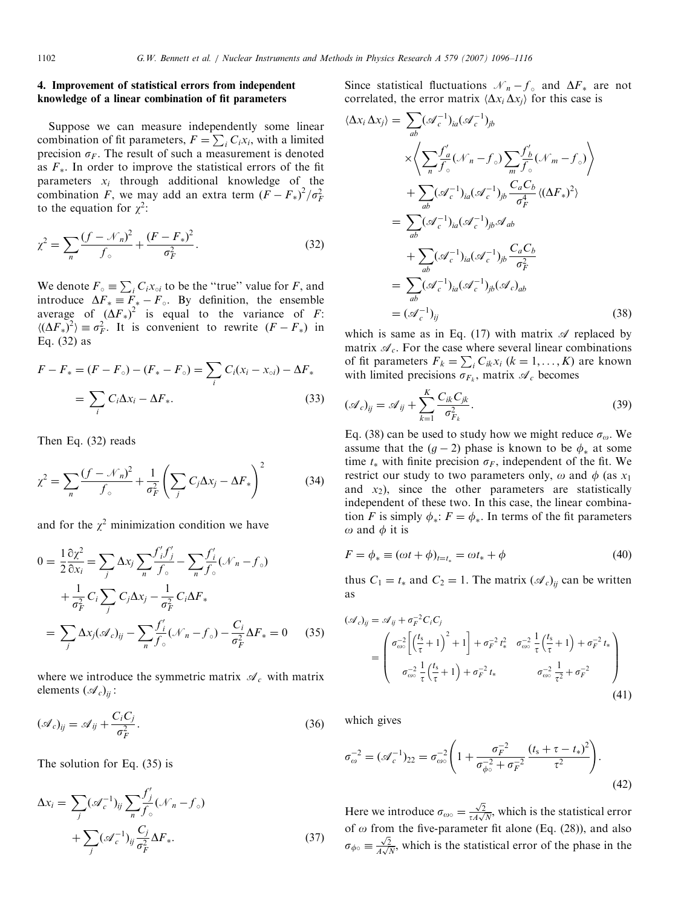## 4. Improvement of statistical errors from independent knowledge of a linear combination of fit parameters

Suppose we can measure independently some linear combination of fit parameters, $F = \sum_i C_i x_i$, with a limited precision $\sigma_F$. The result of such a measurement is denoted as $F_*$. In order to improve the statistical errors of the fit parameters $x_i$ through additional knowledge of the combination $F$, we may add an extra term $(F - F_*)^2/\sigma_F^2$ to the equation for $\chi^2$:

$$\chi^2 = \sum_n \frac{(f - \mathcal{N}_n)^2}{f_\circ} + \frac{(F - F_*)^2}{\sigma_F^2}. \tag{32}$$

We denote $F_\circ \equiv \sum_i C_i x_{\circ i}$ to be the "true" value for $F$, and introduce $\Delta F_* \equiv F_* - F_\circ$. By definition, the ensemble average of $(\Delta F_*)^2$ is equal to the variance of $F$: $\langle (\Delta F_*)^2 \rangle \equiv \sigma_F^2$. It is convenient to rewrite $(F - F_*)$ in Eq. (32) as

$$\begin{aligned} F - F_* &= (F - F_\circ) - (F_* - F_\circ) = \sum_i C_i (x_i - x_{\circ i}) - \Delta F_* \\ &= \sum_i C_i \Delta x_i - \Delta F_*. \end{aligned} \tag{33}$$

Then Eq. (32) reads

$$\chi^2 = \sum_n \frac{(f - \mathcal{N}_n)^2}{f_\circ} + \frac{1}{\sigma_F^2}\left(\sum_j C_j \Delta x_j - \Delta F_*\right)^2 \tag{34}$$

and for the $\chi^2$ minimization condition we have

$$\begin{aligned} 0 = \frac{1}{2}\frac{\partial \chi^2}{\partial x_i} &= \sum_j \Delta x_j \sum_n \frac{f_i' f_j'}{f_\circ} - \sum_n \frac{f_i'}{f_\circ}(\mathcal{N}_n - f_\circ) \\ &\quad + \frac{1}{\sigma_F^2} C_i \sum_j C_j \Delta x_j - \frac{1}{\sigma_F^2} C_i \Delta F_* \\ &= \sum_j \Delta x_j (\mathcal{A}_c)_{ij} - \sum_n \frac{f_i'}{f_\circ}(\mathcal{N}_n - f_\circ) - \frac{C_i}{\sigma_F^2}\Delta F_* = 0 \end{aligned} \tag{35}$$

where we introduce the symmetric matrix $\mathcal{A}_c$ with matrix elements $(\mathcal{A}_c)_{ij}$:

$$(\mathcal{A}_c)_{ij} = \mathcal{A}_{ij} + \frac{C_i C_j}{\sigma_F^2}. \tag{36}$$

The solution for Eq. (35) is

$$\begin{aligned} \Delta x_i &= \sum_j (\mathcal{A}_c^{-1})_{ij} \sum_n \frac{f_j'}{f_\circ}(\mathcal{N}_n - f_\circ) \\ &\quad + \sum_j (\mathcal{A}_c^{-1})_{ij} \frac{C_j}{\sigma_F^2}\Delta F_*. \end{aligned} \tag{37}$$

Since statistical fluctuations $\mathcal{N}_n - f_\circ$ and $\Delta F_*$ are not correlated, the error matrix $\langle \Delta x_i \Delta x_j \rangle$ for this case is

$$\begin{aligned} \langle \Delta x_i \Delta x_j \rangle &= \sum_{ab} (\mathcal{A}_c^{-1})_{ia} (\mathcal{A}_c^{-1})_{jb} \\ &\quad \times \left\langle \sum_n \frac{f_a'}{f_\circ}(\mathcal{N}_n - f_\circ) \sum_m \frac{f_b'}{f_\circ}(\mathcal{N}_m - f_\circ) \right\rangle \\ &\quad + \sum_{ab} (\mathcal{A}_c^{-1})_{ia} (\mathcal{A}_c^{-1})_{jb} \frac{C_a C_b}{\sigma_F^4} \langle (\Delta F_*)^2 \rangle \\ &= \sum_{ab} (\mathcal{A}_c^{-1})_{ia} (\mathcal{A}_c^{-1})_{jb} \mathcal{A}_{ab} \\ &\quad + \sum_{ab} (\mathcal{A}_c^{-1})_{ia} (\mathcal{A}_c^{-1})_{jb} \frac{C_a C_b}{\sigma_F^2} \\ &= \sum_{ab} (\mathcal{A}_c^{-1})_{ia} (\mathcal{A}_c^{-1})_{jb} (\mathcal{A}_c)_{ab} \\ &= (\mathcal{A}_c^{-1})_{ij} \end{aligned} \tag{38}$$

which is same as in Eq. (17) with matrix $\mathcal{A}$ replaced by matrix $\mathcal{A}_c$. For the case where several linear combinations of fit parameters $F_k = \sum_i C_{ik} x_i$ $(k = 1, \ldots, K)$ are known with limited precisions $\sigma_{F_k}$, matrix $\mathcal{A}_c$ becomes

$$(\mathcal{A}_c)_{ij} = \mathcal{A}_{ij} + \sum_{k=1}^{K} \frac{C_{ik} C_{jk}}{\sigma_{F_k}^2}. \tag{39}$$

Eq. (38) can be used to study how we might reduce $\sigma_\omega$. We assume that the $(g-2)$ phase is known to be $\phi_*$ at some time $t_*$ with finite precision $\sigma_F$, independent of the fit. We restrict our study to two parameters only, $\omega$ and $\phi$ (as $x_1$ and $x_2$), since the other parameters are statistically independent of these two. In this case, the linear combination $F$ is simply $\phi_*$: $F = \phi_*$. In terms of the fit parameters $\omega$ and $\phi$ it is

$$F = \phi_* \equiv (\omega t + \phi)_{t = t_*} = \omega t_* + \phi \tag{40}$$

thus $C_1 = t_*$ and $C_2 = 1$. The matrix $(\mathcal{A}_c)_{ij}$ can be written as

$$\begin{aligned} (\mathcal{A}_c)_{ij} &= \mathcal{A}_{ij} + \sigma_F^{-2} C_i C_j \\ &= \begin{pmatrix} \sigma_{\omega\circ}^{-2}\left[\left(\frac{t_s}{\tau} + 1\right)^2 + 1\right] + \sigma_F^{-2} t_*^2 & \sigma_{\omega\circ}^{-2} \frac{1}{\tau}\left(\frac{t_s}{\tau} + 1\right) + \sigma_F^{-2} t_* \\ \sigma_{\omega\circ}^{-2} \frac{1}{\tau}\left(\frac{t_s}{\tau} + 1\right) + \sigma_F^{-2} t_* & \sigma_{\omega\circ}^{-2} \frac{1}{\tau^2} + \sigma_F^{-2} \end{pmatrix} \end{aligned} \tag{41}$$

which gives

$$\sigma_\omega^{-2} = (\mathcal{A}_c^{-1})_{22} = \sigma_{\omega\circ}^{-2}\left(1 + \frac{\sigma_F^{-2}}{\sigma_{\phi\circ}^{-2} + \sigma_F^{-2}} \frac{(t_s + \tau - t_*)^2}{\tau^2}\right). \tag{42}$$

Here we introduce $\sigma_{\omega\circ} = \frac{\sqrt{2}}{\tau A \sqrt{N}}$, which is the statistical error of $\omega$ from the five-parameter fit alone (Eq. (28)), and also $\sigma_{\phi\circ} \equiv \frac{\sqrt{2}}{A\sqrt{N}}$, which is the statistical error of the phase in the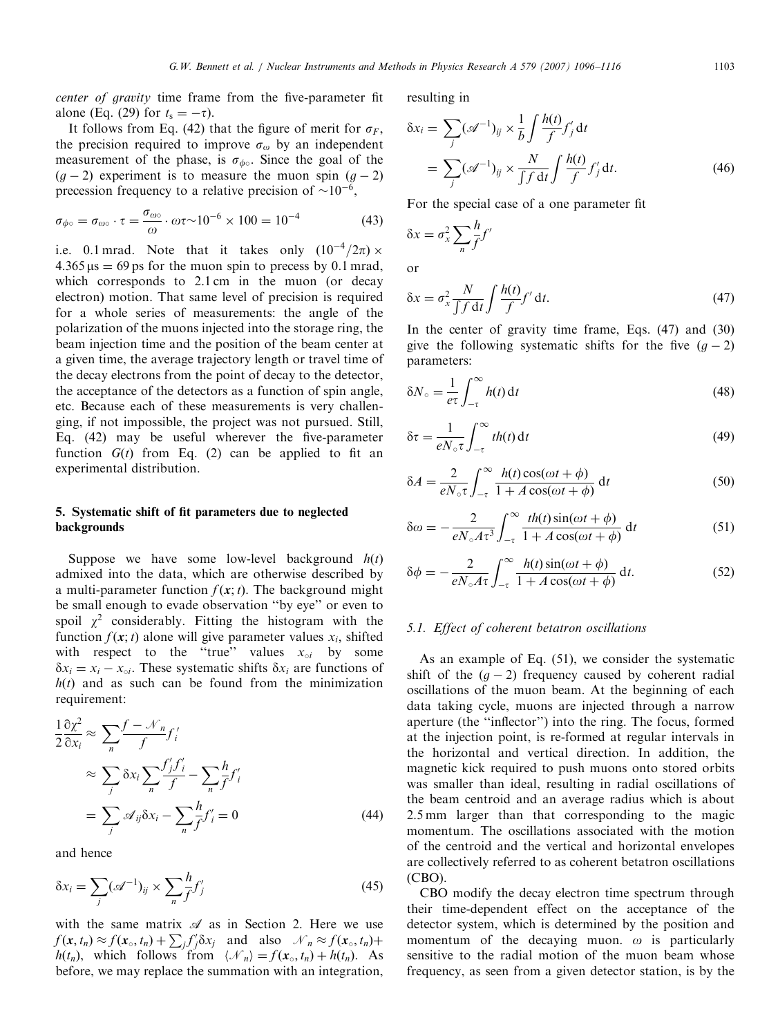*center of gravity* time frame from the five-parameter fit alone (Eq. (29) for $t_s = -\tau$).

It follows from Eq. (42) that the figure of merit for $\sigma_F$, the precision required to improve $\sigma_\omega$ by an independent measurement of the phase, is $\sigma_{\phi\circ}$. Since the goal of the $(g-2)$ experiment is to measure the muon spin $(g-2)$ precession frequency to a relative precision of $\sim 10^{-6}$,

$$\sigma_{\phi\circ} = \sigma_{\omega\circ} \cdot \tau = \frac{\sigma_{\omega\circ}}{\omega} \cdot \omega\tau \sim 10^{-6} \times 100 = 10^{-4} \tag{43}$$

i.e. 0.1 mrad. Note that it takes only $(10^{-4}/2\pi) \times 4.365\,\mu\text{s} = 69\,\text{ps}$ for the muon spin to precess by 0.1 mrad, which corresponds to 2.1 cm in the muon (or decay electron) motion. That same level of precision is required for a whole series of measurements: the angle of the polarization of the muons injected into the storage ring, the beam injection time and the position of the beam center at a given time, the average trajectory length or travel time of the decay electrons from the point of decay to the detector, the acceptance of the detectors as a function of spin angle, etc. Because each of these measurements is very challenging, if not impossible, the project was not pursued. Still, Eq. (42) may be useful wherever the five-parameter function $G(t)$ from Eq. (2) can be applied to fit an experimental distribution.

## 5. Systematic shift of fit parameters due to neglected backgrounds

Suppose we have some low-level background $h(t)$ admixed into the data, which are otherwise described by a multi-parameter function $f(\boldsymbol{x};t)$. The background might be small enough to evade observation "by eye" or even to spoil $\chi^2$ considerably. Fitting the histogram with the function $f(\boldsymbol{x};t)$ alone will give parameter values $x_i$, shifted with respect to the "true" values $x_{\circ i}$ by some $\delta x_i = x_i - x_{\circ i}$. These systematic shifts $\delta x_i$ are functions of $h(t)$ and as such can be found from the minimization requirement:

$$\begin{aligned}
\frac{1}{2}\frac{\partial \chi^2}{\partial x_i} &\approx \sum_n \frac{f - \mathcal{N}_n}{f} f_i' \\
&\approx \sum_j \delta x_i \sum_n \frac{f_j' f_i'}{f} - \sum_n \frac{h}{f} f_i' \\
&= \sum_j \mathcal{A}_{ij}\delta x_i - \sum_n \frac{h}{f} f_i' = 0
\end{aligned} \tag{44}$$

and hence

$$\delta x_i = \sum_j (\mathcal{A}^{-1})_{ij} \times \sum_n \frac{h}{f} f_j' \tag{45}$$

with the same matrix $\mathcal{A}$ as in Section 2. Here we use $f(\boldsymbol{x}, t_n) \approx f(\boldsymbol{x}_\circ, t_n) + \sum_j f_j' \delta x_j$ and also $\mathcal{N}_n \approx f(\boldsymbol{x}_\circ, t_n) + h(t_n)$, which follows from $\langle \mathcal{N}_n \rangle = f(\boldsymbol{x}_\circ, t_n) + h(t_n)$. As before, we may replace the summation with an integration, resulting in

$$\begin{aligned}
\delta x_i &= \sum_j (\mathcal{A}^{-1})_{ij} \times \frac{1}{b} \int \frac{h(t)}{f} f_j' \,\mathrm{d}t \\
&= \sum_j (\mathcal{A}^{-1})_{ij} \times \frac{N}{\int f \,\mathrm{d}t} \int \frac{h(t)}{f} f_j' \,\mathrm{d}t.
\end{aligned} \tag{46}$$

For the special case of a one parameter fit

$$\delta x = \sigma_x^2 \sum_n \frac{h}{f} f'$$

or

$$\delta x = \sigma_x^2 \frac{N}{\int f \,\mathrm{d}t} \int \frac{h(t)}{f} f' \,\mathrm{d}t. \tag{47}$$

In the center of gravity time frame, Eqs. (47) and (30) give the following systematic shifts for the five $(g-2)$ parameters:

$$\delta N_\circ = \frac{1}{e\tau} \int_{-\tau}^{\infty} h(t) \,\mathrm{d}t \tag{48}$$

$$\delta \tau = \frac{1}{eN_\circ \tau} \int_{-\tau}^{\infty} t h(t) \,\mathrm{d}t \tag{49}$$

$$\delta A = \frac{2}{eN_\circ \tau} \int_{-\tau}^{\infty} \frac{h(t)\cos(\omega t + \phi)}{1 + A\cos(\omega t + \phi)} \,\mathrm{d}t \tag{50}$$

$$\delta \omega = -\frac{2}{eN_\circ A \tau^3} \int_{-\tau}^{\infty} \frac{t h(t)\sin(\omega t + \phi)}{1 + A\cos(\omega t + \phi)} \,\mathrm{d}t \tag{51}$$

$$\delta \phi = -\frac{2}{eN_\circ A \tau} \int_{-\tau}^{\infty} \frac{h(t)\sin(\omega t + \phi)}{1 + A\cos(\omega t + \phi)} \,\mathrm{d}t. \tag{52}$$

### 5.1. Effect of coherent betatron oscillations

As an example of Eq. (51), we consider the systematic shift of the $(g-2)$ frequency caused by coherent radial oscillations of the muon beam. At the beginning of each data taking cycle, muons are injected through a narrow aperture (the "inflector") into the ring. The focus, formed at the injection point, is re-formed at regular intervals in the horizontal and vertical direction. In addition, the magnetic kick required to push muons onto stored orbits was smaller than ideal, resulting in radial oscillations of the beam centroid and an average radius which is about 2.5 mm larger than that corresponding to the magic momentum. The oscillations associated with the motion of the centroid and the vertical and horizontal envelopes are collectively referred to as coherent betatron oscillations (CBO).

CBO modify the decay electron time spectrum through their time-dependent effect on the acceptance of the detector system, which is determined by the position and momentum of the decaying muon. $\omega$ is particularly sensitive to the radial motion of the muon beam whose frequency, as seen from a given detector station, is by the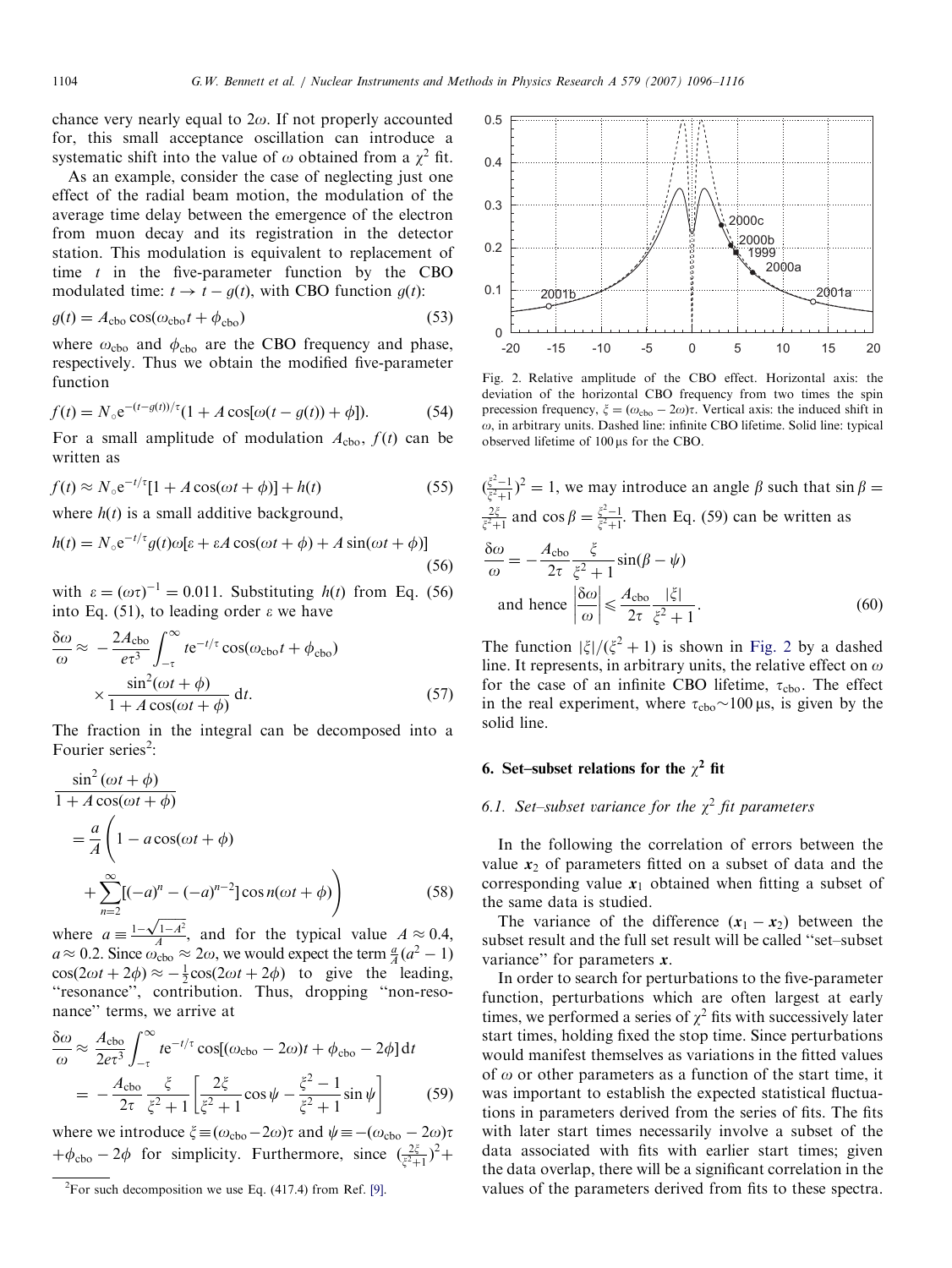chance very nearly equal to $2\omega$. If not properly accounted for, this small acceptance oscillation can introduce a systematic shift into the value of $\omega$ obtained from a $\chi^2$ fit.

As an example, consider the case of neglecting just one effect of the radial beam motion, the modulation of the average time delay between the emergence of the electron from muon decay and its registration in the detector station. This modulation is equivalent to replacement of time $t$ in the five-parameter function by the CBO modulated time: $t \to t - g(t)$, with CBO function $g(t)$:

$$g(t) = A_{\rm cbo}\cos(\omega_{\rm cbo}t + \phi_{\rm cbo}) \tag{53}$$

where $\omega_{\rm cbo}$ and $\phi_{\rm cbo}$ are the CBO frequency and phase, respectively. Thus we obtain the modified five-parameter function

$$f(t) = N_\circ e^{-(t-g(t))/\tau}(1 + A\cos[\omega(t - g(t)) + \phi]). \tag{54}$$

For a small amplitude of modulation $A_{\rm cbo}$, $f(t)$ can be written as

$$f(t) \approx N_\circ e^{-t/\tau}[1 + A\cos(\omega t + \phi)] + h(t) \tag{55}$$

where $h(t)$ is a small additive background,

$$h(t) = N_\circ e^{-t/\tau}g(t)\omega[\varepsilon + \varepsilon A\cos(\omega t + \phi) + A\sin(\omega t + \phi)] \tag{56}$$

with $\varepsilon = (\omega\tau)^{-1} = 0.011$. Substituting $h(t)$ from Eq. (56) into Eq. (51), to leading order $\varepsilon$ we have

$$\frac{\delta\omega}{\omega} \approx -\frac{2A_{\rm cbo}}{e\tau^3}\int_{-\tau}^{\infty} t e^{-t/\tau}\cos(\omega_{\rm cbo}t + \phi_{\rm cbo}) \times \frac{\sin^2(\omega t + \phi)}{1 + A\cos(\omega t + \phi)}\,dt. \tag{57}$$

The fraction in the integral can be decomposed into a Fourier series[2]:

$$\frac{\sin^2(\omega t + \phi)}{1 + A\cos(\omega t + \phi)} = \frac{a}{A}\left(1 - a\cos(\omega t + \phi) + \sum_{n=2}^{\infty}[(-a)^n - (-a)^{n-2}]\cos n(\omega t + \phi)\right) \tag{58}$$

where $a \equiv \frac{1-\sqrt{1-A^2}}{A}$, and for the typical value $A \approx 0.4$, $a \approx 0.2$. Since $\omega_{\rm cbo} \approx 2\omega$, we would expect the term $\frac{a}{A}(a^2 - 1)\cos(2\omega t + 2\phi) \approx -\frac{1}{2}\cos(2\omega t + 2\phi)$ to give the leading, "resonance", contribution. Thus, dropping "non-resonance" terms, we arrive at

$$\frac{\delta\omega}{\omega} \approx \frac{A_{\rm cbo}}{2e\tau^3}\int_{-\tau}^{\infty} t e^{-t/\tau}\cos[(\omega_{\rm cbo} - 2\omega)t + \phi_{\rm cbo} - 2\phi]\,dt = -\frac{A_{\rm cbo}}{2\tau}\frac{\xi}{\xi^2 + 1}\left[\frac{2\xi}{\xi^2 + 1}\cos\psi - \frac{\xi^2 - 1}{\xi^2 + 1}\sin\psi\right] \tag{59}$$

where we introduce $\xi \equiv (\omega_{\rm cbo} - 2\omega)\tau$ and $\psi \equiv -(\omega_{\rm cbo} - 2\omega)\tau + \phi_{\rm cbo} - 2\phi$ for simplicity. Furthermore, since $(\frac{2\xi}{\xi^2+1})^2 + (\frac{\xi^2-1}{\xi^2+1})^2 = 1$, we may introduce an angle $\beta$ such that $\sin\beta = \frac{2\xi}{\xi^2+1}$ and $\cos\beta = \frac{\xi^2-1}{\xi^2+1}$. Then Eq. (59) can be written as

$$\frac{\delta\omega}{\omega} = -\frac{A_{\rm cbo}}{2\tau}\frac{\xi}{\xi^2 + 1}\sin(\beta - \psi)$$
$$\text{and hence } \left|\frac{\delta\omega}{\omega}\right| \leqslant \frac{A_{\rm cbo}}{2\tau}\frac{|\xi|}{\xi^2 + 1}. \tag{60}$$

The function $|\xi|/(\xi^2 + 1)$ is shown in Fig. 2 by a dashed line. It represents, in arbitrary units, the relative effect on $\omega$ for the case of an infinite CBO lifetime, $\tau_{\rm cbo}$. The effect in the real experiment, where $\tau_{\rm cbo} \sim 100\,\mu$s, is given by the solid line.

Fig. 2. Relative amplitude of the CBO effect. Horizontal axis: the deviation of the horizontal CBO frequency from two times the spin precession frequency, $\xi = (\omega_{\rm cbo} - 2\omega)\tau$. Vertical axis: the induced shift in $\omega$, in arbitrary units. Dashed line: infinite CBO lifetime. Solid line: typical observed lifetime of 100 μs for the CBO.

## 6. Set–subset relations for the $\chi^2$ fit

### 6.1. Set–subset variance for the $\chi^2$ fit parameters

In the following the correlation of errors between the value $\boldsymbol{x}_2$ of parameters fitted on a subset of data and the corresponding value $\boldsymbol{x}_1$ obtained when fitting a subset of the same data is studied.

The variance of the difference $(\boldsymbol{x}_1 - \boldsymbol{x}_2)$ between the subset result and the full set result will be called "set–subset variance" for parameters $\boldsymbol{x}$.

In order to search for perturbations to the five-parameter function, perturbations which are often largest at early times, we performed a series of $\chi^2$ fits with successively later start times, holding fixed the stop time. Since perturbations would manifest themselves as variations in the fitted values of $\omega$ or other parameters as a function of the start time, it was important to establish the expected statistical fluctuations in parameters derived from the series of fits. The fits with later start times necessarily involve a subset of the data associated with fits with earlier start times; given the data overlap, there will be a significant correlation in the values of the parameters derived from fits to these spectra.

[2] For such decomposition we use Eq. (417.4) from Ref. [9].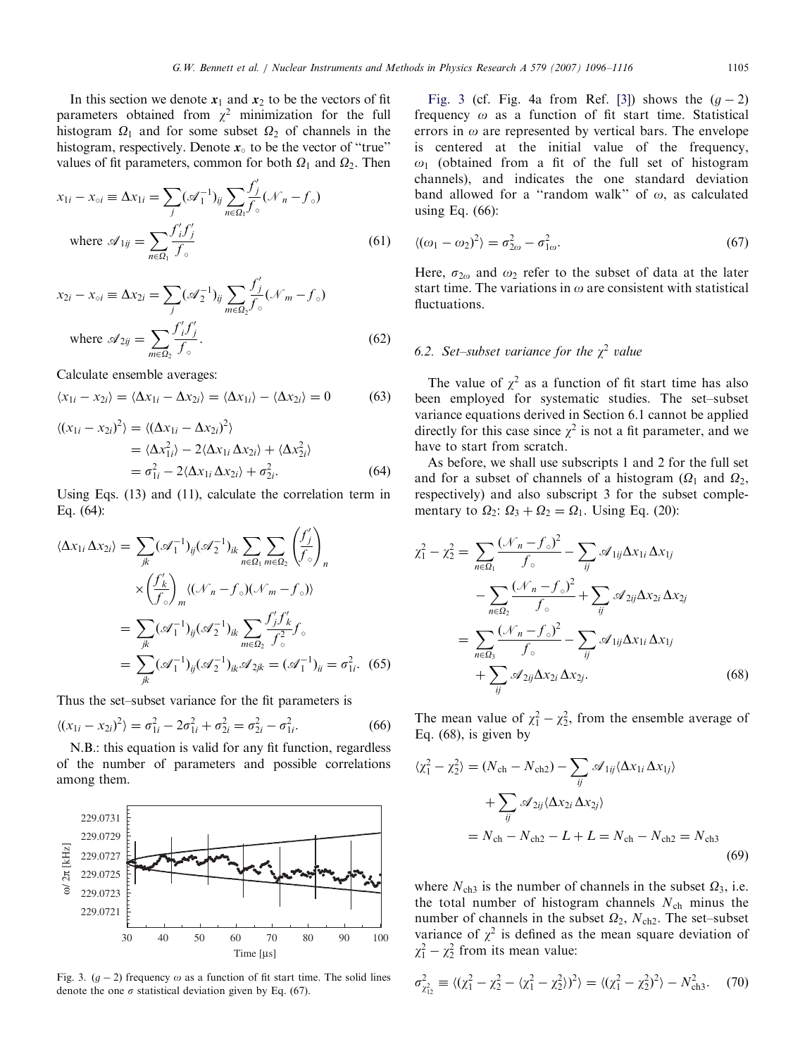In this section we denote $\boldsymbol{x}_1$ and $\boldsymbol{x}_2$ to be the vectors of fit parameters obtained from $\chi^2$ minimization for the full histogram $\Omega_1$ and for some subset $\Omega_2$ of channels in the histogram, respectively. Denote $\boldsymbol{x}_\circ$ to be the vector of "true" values of fit parameters, common for both $\Omega_1$ and $\Omega_2$. Then

$$x_{1i} - x_{\circ i} \equiv \Delta x_{1i} = \sum_j (\mathscr{A}_1^{-1})_{ij} \sum_{n\in\Omega_1} \frac{f'_j}{f_\circ}(\mathscr{N}_n - f_\circ)$$

$$\text{where } \mathscr{A}_{1ij} = \sum_{n\in\Omega_1} \frac{f'_i f'_j}{f_\circ} \tag{61}$$

$$x_{2i} - x_{\circ i} \equiv \Delta x_{2i} = \sum_j (\mathscr{A}_2^{-1})_{ij} \sum_{m\in\Omega_2} \frac{f'_j}{f_\circ}(\mathscr{N}_m - f_\circ)$$

$$\text{where } \mathscr{A}_{2ij} = \sum_{m\in\Omega_2} \frac{f'_i f'_j}{f_\circ}. \tag{62}$$

Calculate ensemble averages:

$$\langle x_{1i} - x_{2i}\rangle = \langle \Delta x_{1i} - \Delta x_{2i}\rangle = \langle \Delta x_{1i}\rangle - \langle \Delta x_{2i}\rangle = 0 \tag{63}$$

$$\begin{aligned}\langle (x_{1i} - x_{2i})^2\rangle &= \langle (\Delta x_{1i} - \Delta x_{2i})^2\rangle \\ &= \langle \Delta x_{1i}^2\rangle - 2\langle \Delta x_{1i}\,\Delta x_{2i}\rangle + \langle \Delta x_{2i}^2\rangle \\ &= \sigma_{1i}^2 - 2\langle \Delta x_{1i}\,\Delta x_{2i}\rangle + \sigma_{2i}^2.\end{aligned} \tag{64}$$

Using Eqs. (13) and (11), calculate the correlation term in Eq. (64):

$$\begin{aligned}\langle \Delta x_{1i}\,\Delta x_{2i}\rangle &= \sum_{jk} (\mathscr{A}_1^{-1})_{ij}(\mathscr{A}_2^{-1})_{ik} \sum_{n\in\Omega_1}\sum_{m\in\Omega_2} \left(\frac{f'_j}{f_\circ}\right)_n \\ &\quad\times \left(\frac{f'_k}{f_\circ}\right)_m \langle (\mathscr{N}_n - f_\circ)(\mathscr{N}_m - f_\circ)\rangle \\ &= \sum_{jk} (\mathscr{A}_1^{-1})_{ij}(\mathscr{A}_2^{-1})_{ik} \sum_{m\in\Omega_2} \frac{f'_j f'_k}{f_\circ^2} f_\circ \\ &= \sum_{jk} (\mathscr{A}_1^{-1})_{ij}(\mathscr{A}_2^{-1})_{ik}\mathscr{A}_{2jk} = (\mathscr{A}_1^{-1})_{ii} = \sigma_{1i}^2.\end{aligned} \tag{65}$$

Thus the set–subset variance for the fit parameters is

$$\langle (x_{1i} - x_{2i})^2\rangle = \sigma_{1i}^2 - 2\sigma_{1i}^2 + \sigma_{2i}^2 = \sigma_{2i}^2 - \sigma_{1i}^2. \tag{66}$$

N.B.: this equation is valid for any fit function, regardless of the number of parameters and possible correlations among them.

Fig. 3. $(g-2)$ frequency $\omega$ as a function of fit start time. The solid lines denote the one $\sigma$ statistical deviation given by Eq. (67).

Fig. 3 (cf. Fig. 4a from Ref. [3]) shows the $(g-2)$ frequency $\omega$ as a function of fit start time. Statistical errors in $\omega$ are represented by vertical bars. The envelope is centered at the initial value of the frequency, $\omega_1$ (obtained from a fit of the full set of histogram channels), and indicates the one standard deviation band allowed for a "random walk" of $\omega$, as calculated using Eq. (66):

$$\langle (\omega_1 - \omega_2)^2\rangle = \sigma_{2\omega}^2 - \sigma_{1\omega}^2. \tag{67}$$

Here, $\sigma_{2\omega}$ and $\omega_2$ refer to the subset of data at the later start time. The variations in $\omega$ are consistent with statistical fluctuations.

### 6.2. Set–subset variance for the $\chi^2$ value

The value of $\chi^2$ as a function of fit start time has also been employed for systematic studies. The set–subset variance equations derived in Section 6.1 cannot be applied directly for this case since $\chi^2$ is not a fit parameter, and we have to start from scratch.

As before, we shall use subscripts 1 and 2 for the full set and for a subset of channels of a histogram ($\Omega_1$ and $\Omega_2$, respectively) and also subscript 3 for the subset complementary to $\Omega_2$: $\Omega_3 + \Omega_2 = \Omega_1$. Using Eq. (20):

$$\begin{aligned}\chi_1^2 - \chi_2^2 &= \sum_{n\in\Omega_1} \frac{(\mathscr{N}_n - f_\circ)^2}{f_\circ} - \sum_{ij} \mathscr{A}_{1ij}\Delta x_{1i}\,\Delta x_{1j} \\ &\quad - \sum_{n\in\Omega_2} \frac{(\mathscr{N}_n - f_\circ)^2}{f_\circ} + \sum_{ij} \mathscr{A}_{2ij}\Delta x_{2i}\,\Delta x_{2j} \\ &= \sum_{n\in\Omega_3} \frac{(\mathscr{N}_n - f_\circ)^2}{f_\circ} - \sum_{ij} \mathscr{A}_{1ij}\Delta x_{1i}\,\Delta x_{1j} \\ &\quad + \sum_{ij} \mathscr{A}_{2ij}\Delta x_{2i}\,\Delta x_{2j}.\end{aligned} \tag{68}$$

The mean value of $\chi_1^2 - \chi_2^2$, from the ensemble average of Eq. (68), is given by

$$\begin{aligned}\langle \chi_1^2 - \chi_2^2\rangle &= (N_{\rm ch} - N_{\rm ch2}) - \sum_{ij} \mathscr{A}_{1ij}\langle \Delta x_{1i}\,\Delta x_{1j}\rangle \\ &\quad + \sum_{ij} \mathscr{A}_{2ij}\langle \Delta x_{2i}\,\Delta x_{2j}\rangle \\ &= N_{\rm ch} - N_{\rm ch2} - L + L = N_{\rm ch} - N_{\rm ch2} = N_{\rm ch3}\end{aligned} \tag{69}$$

where $N_{\rm ch3}$ is the number of channels in the subset $\Omega_3$, i.e. the total number of histogram channels $N_{\rm ch}$ minus the number of channels in the subset $\Omega_2$, $N_{\rm ch2}$. The set–subset variance of $\chi^2$ is defined as the mean square deviation of $\chi_1^2 - \chi_2^2$ from its mean value:

$$\sigma_{\chi_{12}^2}^2 \equiv \langle (\chi_1^2 - \chi_2^2 - \langle \chi_1^2 - \chi_2^2\rangle)^2\rangle = \langle (\chi_1^2 - \chi_2^2)^2\rangle - N_{\rm ch3}^2. \tag{70}$$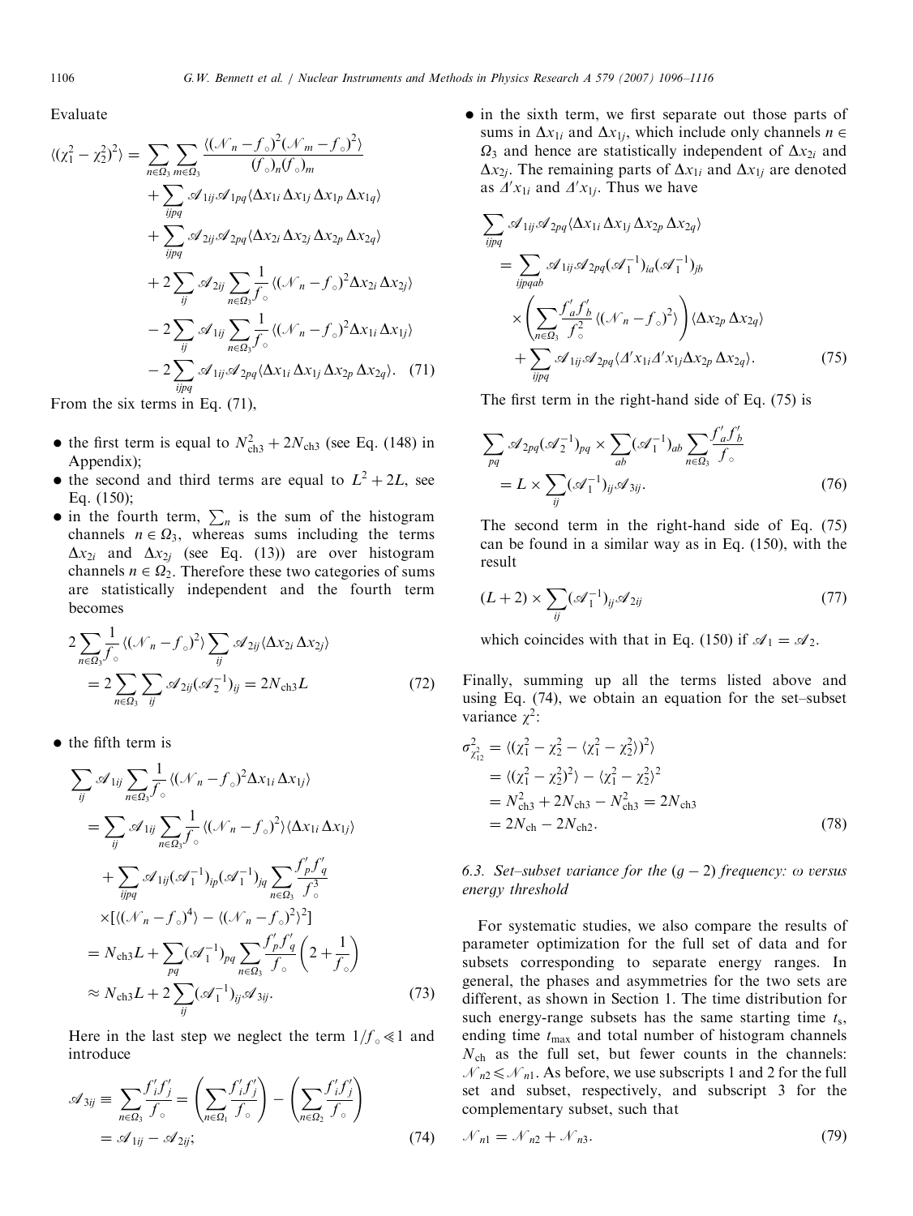Evaluate

$$
\begin{aligned}
\langle(\chi_1^2-\chi_2^2)^2\rangle = & \sum_{n\in\Omega_3}\sum_{m\in\Omega_3}\frac{\langle(\mathcal{N}_n-f_\circ)^2(\mathcal{N}_m-f_\circ)^2\rangle}{(f_\circ)_n(f_\circ)_m} \\
& + \sum_{ijpq}\mathcal{A}_{1ij}\mathcal{A}_{1pq}\langle\Delta x_{1i}\,\Delta x_{1j}\,\Delta x_{1p}\,\Delta x_{1q}\rangle \\
& + \sum_{ijpq}\mathcal{A}_{2ij}\mathcal{A}_{2pq}\langle\Delta x_{2i}\,\Delta x_{2j}\,\Delta x_{2p}\,\Delta x_{2q}\rangle \\
& + 2\sum_{ij}\mathcal{A}_{2ij}\sum_{n\in\Omega_3}\frac{1}{f_\circ}\langle(\mathcal{N}_n-f_\circ)^2\Delta x_{2i}\,\Delta x_{2j}\rangle \\
& - 2\sum_{ij}\mathcal{A}_{1ij}\sum_{n\in\Omega_3}\frac{1}{f_\circ}\langle(\mathcal{N}_n-f_\circ)^2\Delta x_{1i}\,\Delta x_{1j}\rangle \\
& - 2\sum_{ijpq}\mathcal{A}_{1ij}\mathcal{A}_{2pq}\langle\Delta x_{1i}\,\Delta x_{1j}\,\Delta x_{2p}\,\Delta x_{2q}\rangle. \quad (71)
\end{aligned}
$$

From the six terms in Eq. (71),

- the first term is equal to $N_{\mathrm{ch3}}^2+2N_{\mathrm{ch3}}$ (see Eq. (148) in Appendix);
- the second and third terms are equal to $L^2+2L$, see Eq. (150);
- in the fourth term, $\sum_n$ is the sum of the histogram channels $n\in\Omega_3$, whereas sums including the terms $\Delta x_{2i}$ and $\Delta x_{2j}$ (see Eq. (13)) are over histogram channels $n\in\Omega_2$. Therefore these two categories of sums are statistically independent and the fourth term becomes

$$
\begin{aligned}
& 2\sum_{n\in\Omega_3}\frac{1}{f_\circ}\langle(\mathcal{N}_n-f_\circ)^2\rangle\sum_{ij}\mathcal{A}_{2ij}\langle\Delta x_{2i}\,\Delta x_{2j}\rangle \\
& = 2\sum_{n\in\Omega_3}\sum_{ij}\mathcal{A}_{2ij}(\mathcal{A}_2^{-1})_{ij} = 2N_{\mathrm{ch3}}L \quad (72)
\end{aligned}
$$

- the fifth term is

$$
\begin{aligned}
& \sum_{ij}\mathcal{A}_{1ij}\sum_{n\in\Omega_3}\frac{1}{f_\circ}\langle(\mathcal{N}_n-f_\circ)^2\Delta x_{1i}\,\Delta x_{1j}\rangle \\
& = \sum_{ij}\mathcal{A}_{1ij}\sum_{n\in\Omega_3}\frac{1}{f_\circ}\langle(\mathcal{N}_n-f_\circ)^2\rangle\langle\Delta x_{1i}\,\Delta x_{1j}\rangle \\
& \quad + \sum_{ijpq}\mathcal{A}_{1ij}(\mathcal{A}_1^{-1})_{ip}(\mathcal{A}_1^{-1})_{jq}\sum_{n\in\Omega_3}\frac{f'_pf'_q}{f_\circ^3} \\
& \quad \times[\langle(\mathcal{N}_n-f_\circ)^4\rangle-\langle(\mathcal{N}_n-f_\circ)^2\rangle^2] \\
& = N_{\mathrm{ch3}}L+\sum_{pq}(\mathcal{A}_1^{-1})_{pq}\sum_{n\in\Omega_3}\frac{f'_pf'_q}{f_\circ}\left(2+\frac{1}{f_\circ}\right) \\
& \approx N_{\mathrm{ch3}}L+2\sum_{ij}(\mathcal{A}_1^{-1})_{ij}\mathcal{A}_{3ij}. \quad (73)
\end{aligned}
$$

Here in the last step we neglect the term $1/f_\circ \ll 1$ and introduce

$$
\begin{aligned}
\mathcal{A}_{3ij} & \equiv \sum_{n\in\Omega_3}\frac{f'_if'_j}{f_\circ} = \left(\sum_{n\in\Omega_1}\frac{f'_if'_j}{f_\circ}\right)-\left(\sum_{n\in\Omega_2}\frac{f'_if'_j}{f_\circ}\right) \\
& = \mathcal{A}_{1ij}-\mathcal{A}_{2ij}; \quad (74)
\end{aligned}
$$

- in the sixth term, we first separate out those parts of sums in $\Delta x_{1i}$ and $\Delta x_{1j}$, which include only channels $n\in\Omega_3$ and hence are statistically independent of $\Delta x_{2i}$ and $\Delta x_{2j}$. The remaining parts of $\Delta x_{1i}$ and $\Delta x_{1j}$ are denoted as $\Delta' x_{1i}$ and $\Delta' x_{1j}$. Thus we have

$$
\begin{aligned}
& \sum_{ijpq}\mathcal{A}_{1ij}\mathcal{A}_{2pq}\langle\Delta x_{1i}\,\Delta x_{1j}\,\Delta x_{2p}\,\Delta x_{2q}\rangle \\
& = \sum_{ijpqab}\mathcal{A}_{1ij}\mathcal{A}_{2pq}(\mathcal{A}_1^{-1})_{ia}(\mathcal{A}_1^{-1})_{jb} \\
& \quad \times\left(\sum_{n\in\Omega_3}\frac{f'_af'_b}{f_\circ^2}\langle(\mathcal{N}_n-f_\circ)^2\rangle\right)\langle\Delta x_{2p}\,\Delta x_{2q}\rangle \\
& \quad + \sum_{ijpq}\mathcal{A}_{1ij}\mathcal{A}_{2pq}\langle\Delta' x_{1i}\Delta' x_{1j}\Delta x_{2p}\,\Delta x_{2q}\rangle. \quad (75)
\end{aligned}
$$

The first term in the right-hand side of Eq. (75) is

$$
\begin{aligned}
& \sum_{pq}\mathcal{A}_{2pq}(\mathcal{A}_2^{-1})_{pq}\times\sum_{ab}(\mathcal{A}_1^{-1})_{ab}\sum_{n\in\Omega_3}\frac{f'_af'_b}{f_\circ} \\
& = L\times\sum_{ij}(\mathcal{A}_1^{-1})_{ij}\mathcal{A}_{3ij}. \quad (76)
\end{aligned}
$$

The second term in the right-hand side of Eq. (75) can be found in a similar way as in Eq. (150), with the result

$$
(L+2)\times\sum_{ij}(\mathcal{A}_1^{-1})_{ij}\mathcal{A}_{2ij} \quad (77)
$$

which coincides with that in Eq. (150) if $\mathcal{A}_1=\mathcal{A}_2$.

Finally, summing up all the terms listed above and using Eq. (74), we obtain an equation for the set–subset variance $\chi^2$:

$$
\begin{aligned}
\sigma^2_{\chi^2_{12}} & = \langle(\chi_1^2-\chi_2^2-\langle\chi_1^2-\chi_2^2\rangle)^2\rangle \\
& = \langle(\chi_1^2-\chi_2^2)^2\rangle-\langle\chi_1^2-\chi_2^2\rangle^2 \\
& = N_{\mathrm{ch3}}^2+2N_{\mathrm{ch3}}-N_{\mathrm{ch3}}^2 = 2N_{\mathrm{ch3}} \\
& = 2N_{\mathrm{ch}}-2N_{\mathrm{ch2}}. \quad (78)
\end{aligned}
$$

### 6.3. Set–subset variance for the $(g-2)$ frequency: $\omega$ versus energy threshold

For systematic studies, we also compare the results of parameter optimization for the full set of data and for subsets corresponding to separate energy ranges. In general, the phases and asymmetries for the two sets are different, as shown in Section 1. The time distribution for such energy-range subsets has the same starting time $t_s$, ending time $t_{\max}$ and total number of histogram channels $N_{\mathrm{ch}}$ as the full set, but fewer counts in the channels: $\mathcal{N}_{n2}\leqslant\mathcal{N}_{n1}$. As before, we use subscripts 1 and 2 for the full set and subset, respectively, and subscript 3 for the complementary subset, such that

$$
\mathcal{N}_{n1}=\mathcal{N}_{n2}+\mathcal{N}_{n3}. \quad (79)
$$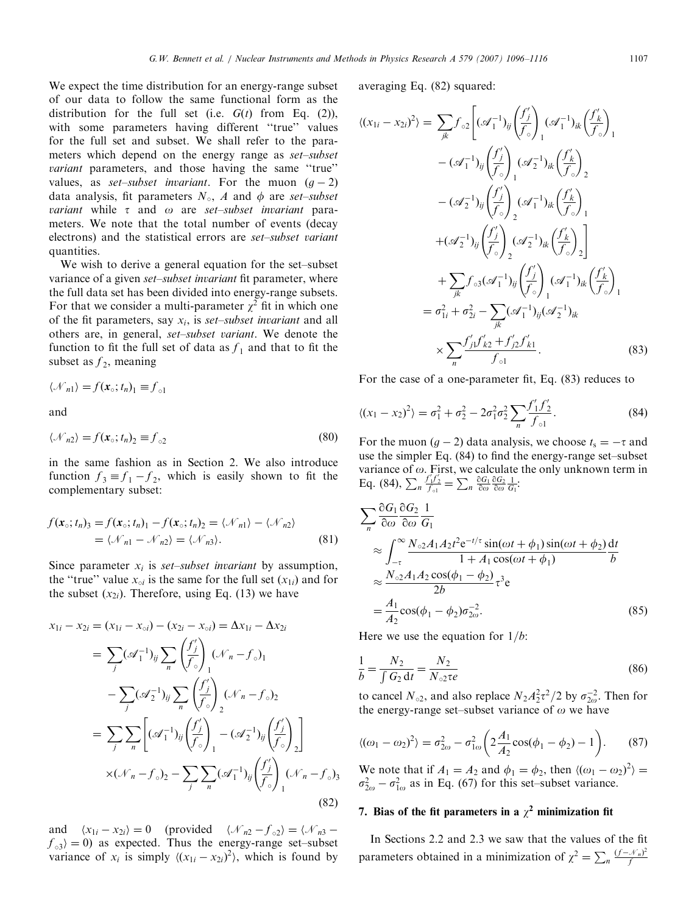We expect the time distribution for an energy-range subset of our data to follow the same functional form as the distribution for the full set (i.e. $G(t)$ from Eq. (2)), with some parameters having different "true" values for the full set and subset. We shall refer to the parameters which depend on the energy range as *set–subset variant* parameters, and those having the same "true" values, as *set–subset invariant*. For the muon $(g-2)$ data analysis, fit parameters $N_\circ$, $A$ and $\phi$ are *set–subset variant* while $\tau$ and $\omega$ are *set–subset invariant* parameters. We note that the total number of events (decay electrons) and the statistical errors are *set–subset variant* quantities.

We wish to derive a general equation for the set–subset variance of a given *set–subset invariant* fit parameter, where the full data set has been divided into energy-range subsets. For that we consider a multi-parameter $\chi^2$ fit in which one of the fit parameters, say $x_i$, is *set–subset invariant* and all others are, in general, *set–subset variant*. We denote the function to fit the full set of data as $f_1$ and that to fit the subset as $f_2$, meaning

$$\langle \mathcal{N}_{n1} \rangle = f(\mathbf{x}_\circ; t_n)_1 \equiv f_{\circ 1}$$

and

$$\langle \mathcal{N}_{n2} \rangle = f(\mathbf{x}_\circ; t_n)_2 \equiv f_{\circ 2} \tag{80}$$

in the same fashion as in Section 2. We also introduce function $f_3 \equiv f_1 - f_2$, which is easily shown to fit the complementary subset:

$$f(\mathbf{x}_\circ; t_n)_3 = f(\mathbf{x}_\circ; t_n)_1 - f(\mathbf{x}_\circ; t_n)_2 = \langle \mathcal{N}_{n1} \rangle - \langle \mathcal{N}_{n2} \rangle = \langle \mathcal{N}_{n1} - \mathcal{N}_{n2} \rangle = \langle \mathcal{N}_{n3} \rangle. \tag{81}$$

Since parameter $x_i$ is *set–subset invariant* by assumption, the "true" value $x_{\circ i}$ is the same for the full set $(x_{1i})$ and for the subset $(x_{2i})$. Therefore, using Eq. (13) we have

$$\begin{aligned}
x_{1i} - x_{2i} &= (x_{1i} - x_{\circ i}) - (x_{2i} - x_{\circ i}) = \Delta x_{1i} - \Delta x_{2i} \\
&= \sum_j (\mathcal{A}_1^{-1})_{ij} \sum_n \left( \frac{f'_j}{f_\circ} \right)_1 (\mathcal{N}_n - f_\circ)_1 \\
&\quad - \sum_j (\mathcal{A}_2^{-1})_{ij} \sum_n \left( \frac{f'_j}{f_\circ} \right)_2 (\mathcal{N}_n - f_\circ)_2 \\
&= \sum_j \sum_n \left[ (\mathcal{A}_1^{-1})_{ij} \left( \frac{f'_j}{f_\circ} \right)_1 - (\mathcal{A}_2^{-1})_{ij} \left( \frac{f'_j}{f_\circ} \right)_2 \right] \\
&\quad \times (\mathcal{N}_n - f_\circ)_2 - \sum_j \sum_n (\mathcal{A}_1^{-1})_{ij} \left( \frac{f'_j}{f_\circ} \right)_1 (\mathcal{N}_n - f_\circ)_3
\end{aligned} \tag{82}$$

and $\langle x_{1i} - x_{2i} \rangle = 0$ (provided $\langle \mathcal{N}_{n2} - f_{\circ 2} \rangle = \langle \mathcal{N}_{n3} - f_{\circ 3} \rangle = 0$) as expected. Thus the energy-range set–subset variance of $x_i$ is simply $\langle (x_{1i} - x_{2i})^2 \rangle$, which is found by averaging Eq. (82) squared:

$$\begin{aligned}
\langle (x_{1i} - x_{2i})^2 \rangle &= \sum_{jk} f_{\circ 2} \Bigg[ (\mathcal{A}_1^{-1})_{ij} \left( \frac{f'_j}{f_\circ} \right)_1 (\mathcal{A}_1^{-1})_{ik} \left( \frac{f'_k}{f_\circ} \right)_1 \\
&\quad - (\mathcal{A}_1^{-1})_{ij} \left( \frac{f'_j}{f_\circ} \right)_1 (\mathcal{A}_2^{-1})_{ik} \left( \frac{f'_k}{f_\circ} \right)_2 \\
&\quad - (\mathcal{A}_2^{-1})_{ij} \left( \frac{f'_j}{f_\circ} \right)_2 (\mathcal{A}_1^{-1})_{ik} \left( \frac{f'_k}{f_\circ} \right)_1 \\
&\quad + (\mathcal{A}_2^{-1})_{ij} \left( \frac{f'_j}{f_\circ} \right)_2 (\mathcal{A}_2^{-1})_{ik} \left( \frac{f'_k}{f_\circ} \right)_2 \Bigg] \\
&\quad + \sum_{jk} f_{\circ 3} (\mathcal{A}_1^{-1})_{ij} \left( \frac{f'_j}{f_\circ} \right)_1 (\mathcal{A}_1^{-1})_{ik} \left( \frac{f'_k}{f_\circ} \right)_1 \\
&= \sigma_{1i}^2 + \sigma_{2i}^2 - \sum_{jk} (\mathcal{A}_1^{-1})_{ij} (\mathcal{A}_2^{-1})_{ik} \\
&\quad \times \sum_n \frac{f'_{j1} f'_{k2} + f'_{j2} f'_{k1}}{f_{\circ 1}}.
\end{aligned} \tag{83}$$

For the case of a one-parameter fit, Eq. (83) reduces to

$$\langle (x_1 - x_2)^2 \rangle = \sigma_1^2 + \sigma_2^2 - 2\sigma_1^2 \sigma_2^2 \sum_n \frac{f'_1 f'_2}{f_{\circ 1}}. \tag{84}$$

For the muon $(g-2)$ data analysis, we choose $t_s = -\tau$ and use the simpler Eq. (84) to find the energy-range set–subset variance of $\omega$. First, we calculate the only unknown term in Eq. (84), $\sum_n \frac{f'_1 f'_2}{f_{\circ 1}} = \sum_n \frac{\partial G_1}{\partial \omega} \frac{\partial G_2}{\partial \omega} \frac{1}{G_1}$:

$$\begin{aligned}
\sum_n \frac{\partial G_1}{\partial \omega} \frac{\partial G_2}{\partial \omega} \frac{1}{G_1} &\approx \int_{-\tau}^{\infty} \frac{N_{\circ 2} A_1 A_2 t^2 e^{-t/\tau} \sin(\omega t + \phi_1) \sin(\omega t + \phi_2)}{1 + A_1 \cos(\omega t + \phi_1)} \frac{dt}{b} \\
&\approx \frac{N_{\circ 2} A_1 A_2 \cos(\phi_1 - \phi_2)}{2b} \tau^3 e \\
&= \frac{A_1}{A_2} \cos(\phi_1 - \phi_2) \sigma_{2\omega}^{-2}.
\end{aligned} \tag{85}$$

Here we use the equation for $1/b$:

$$\frac{1}{b} = \frac{N_2}{\int G_2 \, dt} = \frac{N_2}{N_{\circ 2} \tau e} \tag{86}$$

to cancel $N_{\circ 2}$, and also replace $N_2 A_2^2 \tau^2 / 2$ by $\sigma_{2\omega}^{-2}$. Then for the energy-range set–subset variance of $\omega$ we have

$$\langle (\omega_1 - \omega_2)^2 \rangle = \sigma_{2\omega}^2 - \sigma_{1\omega}^2 \left( 2 \frac{A_1}{A_2} \cos(\phi_1 - \phi_2) - 1 \right). \tag{87}$$

We note that if $A_1 = A_2$ and $\phi_1 = \phi_2$, then $\langle (\omega_1 - \omega_2)^2 \rangle = \sigma_{2\omega}^2 - \sigma_{1\omega}^2$ as in Eq. (67) for this set–subset variance.

## 7. Bias of the fit parameters in a $\chi^2$ minimization fit

In Sections 2.2 and 2.3 we saw that the values of the fit parameters obtained in a minimization of $\chi^2 = \sum_n \frac{(f - \mathcal{N}_n)^2}{f}$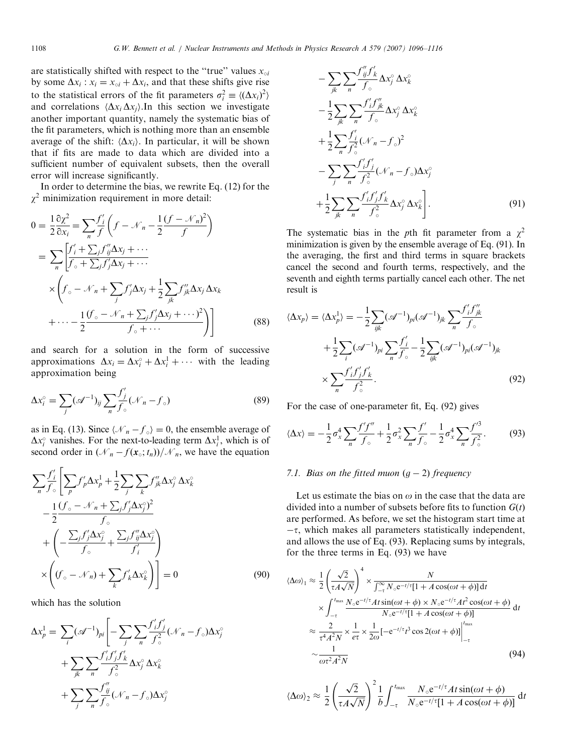are statistically shifted with respect to the "true" values $x_{\circ i}$ by some $\Delta x_i : x_i = x_{\circ i} + \Delta x_i$, and that these shifts give rise to the statistical errors of the fit parameters $\sigma_i^2 \equiv \langle(\Delta x_i)^2\rangle$ and correlations $\langle \Delta x_i \Delta x_j \rangle$.In this section we investigate another important quantity, namely the systematic bias of the fit parameters, which is nothing more than an ensemble average of the shift: $\langle \Delta x_i \rangle$. In particular, it will be shown that if fits are made to data which are divided into a sufficient number of equivalent subsets, then the overall error will increase significantly.

In order to determine the bias, we rewrite Eq. (12) for the $\chi^2$ minimization requirement in more detail:

$$
\begin{aligned}
0 = \frac{1}{2}\frac{\partial \chi^2}{\partial x_i} &= \sum_n \frac{f_i'}{f}\left(f - \mathcal{N}_n - \frac{1}{2}\frac{(f-\mathcal{N}_n)^2}{f}\right) \\
&= \sum_n \left[\frac{f_i' + \sum_j f_{ij}''\Delta x_j + \cdots}{f_\circ + \sum_j f_j' \Delta x_j + \cdots} \right. \\
&\quad \times \left(f_\circ - \mathcal{N}_n + \sum_j f_j' \Delta x_j + \frac{1}{2}\sum_{jk} f_{jk}'' \Delta x_j \Delta x_k \right. \\
&\quad \left.\left. + \cdots - \frac{1}{2}\frac{(f_\circ - \mathcal{N}_n + \sum_j f_j' \Delta x_j + \cdots)^2}{f_\circ + \cdots}\right)\right]
\end{aligned} \tag{88}
$$

and search for a solution in the form of successive approximations $\Delta x_i = \Delta x_i^\circ + \Delta x_i^1 + \cdots$ with the leading approximation being

$$
\Delta x_i^\circ = \sum_j (\mathcal{A}^{-1})_{ij} \sum_n \frac{f_j'}{f_\circ}(\mathcal{N}_n - f_\circ) \tag{89}
$$

as in Eq. (13). Since $\langle \mathcal{N}_n - f_\circ \rangle = 0$, the ensemble average of $\Delta x_i^\circ$ vanishes. For the next-to-leading term $\Delta x_i^1$, which is of second order in $(\mathcal{N}_n - f(\mathbf{x}_\circ; t_n))/\mathcal{N}_n$, we have the equation

$$
\begin{aligned}
&\sum_n \frac{f_i'}{f_\circ}\left[\sum_p f_p' \Delta x_p^1 + \frac{1}{2}\sum_j\sum_k f_{jk}'' \Delta x_j^\circ \Delta x_k^\circ \right. \\
&\quad - \frac{1}{2}\frac{(f_\circ - \mathcal{N}_n + \sum_j f_j' \Delta x_j^\circ)^2}{f_\circ} \\
&\quad + \left(-\frac{\sum_j f_j' \Delta x_j^\circ}{f_\circ} + \frac{\sum_j f_{ij}'' \Delta x_j^\circ}{f_i'}\right) \\
&\quad \left. \times \left((f_\circ - \mathcal{N}_n) + \sum_k f_k' \Delta x_k^\circ\right)\right] = 0
\end{aligned} \tag{90}
$$

which has the solution

$$
\begin{aligned}
\Delta x_p^1 = &\sum_i (\mathcal{A}^{-1})_{pi}\left[-\sum_j\sum_n \frac{f_i' f_j'}{f_\circ^2}(\mathcal{N}_n - f_\circ)\Delta x_j^\circ \right. \\
&+ \sum_{jk}\sum_n \frac{f_i' f_j' f_k'}{f_\circ^2}\Delta x_j^\circ \Delta x_k^\circ \\
&+ \sum_j\sum_n \frac{f_{ij}''}{f_\circ}(\mathcal{N}_n - f_\circ)\Delta x_j^\circ \\
&- \sum_{jk}\sum_n \frac{f_{ij}'' f_k'}{f_\circ}\Delta x_j^\circ \Delta x_k^\circ \\
&- \frac{1}{2}\sum_{jk}\sum_n \frac{f_i' f_{jk}''}{f_\circ}\Delta x_j^\circ \Delta x_k^\circ \\
&+ \frac{1}{2}\sum_n \frac{f_i'}{f_\circ^2}(\mathcal{N}_n - f_\circ)^2 \\
&- \sum_j\sum_n \frac{f_i' f_j'}{f_\circ^2}(\mathcal{N}_n - f_\circ)\Delta x_j^\circ \\
&\left. + \frac{1}{2}\sum_{jk}\sum_n \frac{f_i' f_j' f_k'}{f_\circ^2}\Delta x_j^\circ \Delta x_k^\circ\right].
\end{aligned} \tag{91}
$$

The systematic bias in the $p$th fit parameter from a $\chi^2$ minimization is given by the ensemble average of Eq. (91). In the averaging, the first and third terms in square brackets cancel the second and fourth terms, respectively, and the seventh and eighth terms partially cancel each other. The net result is

$$
\begin{aligned}
\langle \Delta x_p \rangle = \langle \Delta x_p^1 \rangle = &-\frac{1}{2}\sum_{ijk}(\mathcal{A}^{-1})_{pi}(\mathcal{A}^{-1})_{jk}\sum_n \frac{f_i' f_{jk}''}{f_\circ} \\
&+ \frac{1}{2}\sum_i (\mathcal{A}^{-1})_{pi}\sum_n \frac{f_i'}{f_\circ} - \frac{1}{2}\sum_{ijk}(\mathcal{A}^{-1})_{pi}(\mathcal{A}^{-1})_{jk} \\
&\times \sum_n \frac{f_i' f_j' f_k'}{f_\circ^2}.
\end{aligned} \tag{92}
$$

For the case of one-parameter fit, Eq. (92) gives

$$
\langle \Delta x \rangle = -\frac{1}{2}\sigma_x^4 \sum_n \frac{f' f''}{f_\circ} + \frac{1}{2}\sigma_x^2 \sum_n \frac{f'}{f_\circ} - \frac{1}{2}\sigma_x^4 \sum_n \frac{f'^3}{f_\circ^2}. \tag{93}
$$

### 7.1. Bias on the fitted muon $(g-2)$ frequency

Let us estimate the bias on $\omega$ in the case that the data are divided into a number of subsets before fits to function $G(t)$ are performed. As before, we set the histogram start time at $-\tau$, which makes all parameters statistically independent, and allows the use of Eq. (93). Replacing sums by integrals, for the three terms in Eq. (93) we have

$$
\begin{aligned}
\langle \Delta\omega \rangle_1 &\approx \frac{1}{2}\left(\frac{\sqrt{2}}{\tau A \sqrt{N}}\right)^4 \times \frac{N}{\int_{-\tau}^{\infty} N_\circ e^{-t/\tau}[1 + A\cos(\omega t + \phi)]\,dt} \\
&\quad \times \int_{-\tau}^{t_{\max}} \frac{N_\circ e^{-t/\tau} A t \sin(\omega t + \phi) \times N_\circ e^{-t/\tau} A t^2 \cos(\omega t + \phi)}{N_\circ e^{-t/\tau}[1 + A\cos(\omega t + \phi)]}\,dt \\
&\approx \frac{2}{\tau^4 A^2 N} \times \frac{1}{e\tau} \times \frac{1}{2\omega}\left[-e^{-t/\tau} t^3 \cos 2(\omega t + \phi)\right]\Big|_{-\tau}^{t_{\max}} \\
&\sim \frac{1}{\omega \tau^2 A^2 N}
\end{aligned} \tag{94}
$$

$$
\langle \Delta\omega \rangle_2 \approx \frac{1}{2}\left(\frac{\sqrt{2}}{\tau A \sqrt{N}}\right)^2 \frac{1}{b}\int_{-\tau}^{t_{\max}} \frac{N_\circ e^{-t/\tau} A t \sin(\omega t + \phi)}{N_\circ e^{-t/\tau}[1 + A\cos(\omega t + \phi)]}\,dt
$$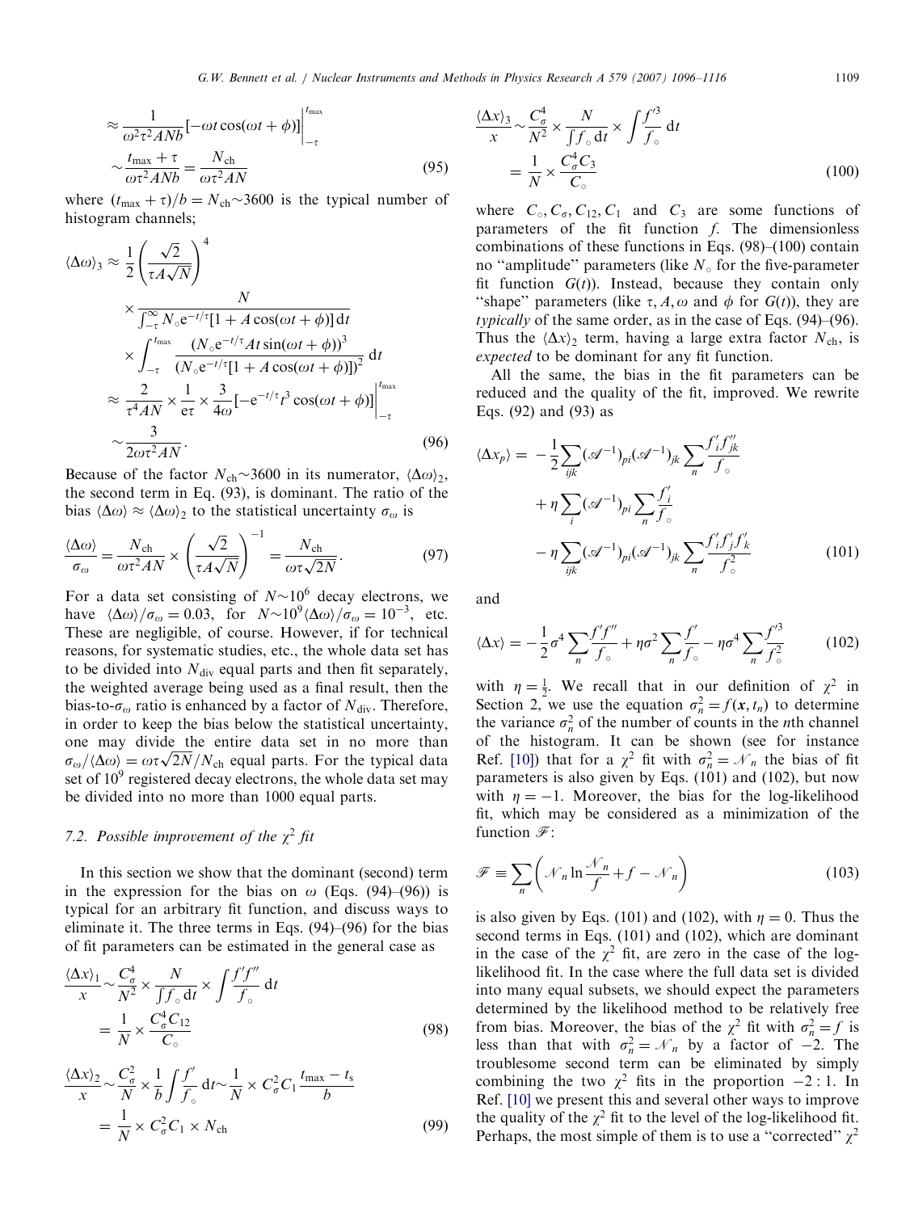$$\approx \frac{1}{\omega^2 \tau^2 A N b}[-\omega t \cos(\omega t + \phi)]\Big|_{-\tau}^{t_{\max}}$$

$$\sim \frac{t_{\max} + \tau}{\omega \tau^2 A N b} = \frac{N_{\rm ch}}{\omega \tau^2 A N} \tag{95}$$

where $(t_{\max} + \tau)/b = N_{\rm ch} \sim 3600$ is the typical number of histogram channels;

$$\begin{aligned}\langle \Delta\omega \rangle_3 &\approx \frac{1}{2}\left(\frac{\sqrt{2}}{\tau A \sqrt{N}}\right)^4 \\ &\quad \times \frac{N}{\int_{-\tau}^{\infty} N_\circ e^{-t/\tau}[1 + A\cos(\omega t + \phi)]\,dt} \\ &\quad \times \int_{-\tau}^{t_{\max}} \frac{(N_\circ e^{-t/\tau} A t \sin(\omega t + \phi))^3}{(N_\circ e^{-t/\tau}[1 + A\cos(\omega t + \phi)])^2}\,dt \\ &\approx \frac{2}{\tau^4 A N} \times \frac{1}{e\tau} \times \frac{3}{4\omega}[-e^{-t/\tau} t^3 \cos(\omega t + \phi)]\Big|_{-\tau}^{t_{\max}} \\ &\sim \frac{3}{2\omega\tau^2 A N}.\end{aligned} \tag{96}$$

Because of the factor $N_{\rm ch} \sim 3600$ in its numerator, $\langle \Delta\omega \rangle_2$, the second term in Eq. (93), is dominant. The ratio of the bias $\langle \Delta\omega \rangle \approx \langle \Delta\omega \rangle_2$ to the statistical uncertainty $\sigma_\omega$ is

$$\frac{\langle \Delta\omega \rangle}{\sigma_\omega} = \frac{N_{\rm ch}}{\omega \tau^2 A N} \times \left(\frac{\sqrt{2}}{\tau A \sqrt{N}}\right)^{-1} = \frac{N_{\rm ch}}{\omega \tau \sqrt{2N}}. \tag{97}$$

For a data set consisting of $N \sim 10^6$ decay electrons, we have $\langle \Delta\omega \rangle / \sigma_\omega = 0.03$, for $N \sim 10^9 \langle \Delta\omega \rangle / \sigma_\omega = 10^{-3}$, etc. These are negligible, of course. However, if for technical reasons, for systematic studies, etc., the whole data set has to be divided into $N_{\rm div}$ equal parts and then fit separately, the weighted average being used as a final result, then the bias-to-$\sigma_\omega$ ratio is enhanced by a factor of $N_{\rm div}$. Therefore, in order to keep the bias below the statistical uncertainty, one may divide the entire data set in no more than $\sigma_\omega / \langle \Delta\omega \rangle = \omega\tau\sqrt{2N}/N_{\rm ch}$ equal parts. For the typical data set of $10^9$ registered decay electrons, the whole data set may be divided into no more than 1000 equal parts.

### 7.2. Possible improvement of the $\chi^2$ fit

In this section we show that the dominant (second) term in the expression for the bias on $\omega$ (Eqs. (94)–(96)) is typical for an arbitrary fit function, and discuss ways to eliminate it. The three terms in Eqs. (94)–(96) for the bias of fit parameters can be estimated in the general case as

$$\frac{\langle \Delta x \rangle_1}{x} \sim \frac{C_\sigma^4}{N^2} \times \frac{N}{\int f_\circ\,dt} \times \int \frac{f' f''}{f_\circ}\,dt = \frac{1}{N} \times \frac{C_\sigma^4 C_{12}}{C_\circ} \tag{98}$$

$$\frac{\langle \Delta x \rangle_2}{x} \sim \frac{C_\sigma^2}{N} \times \frac{1}{b}\int \frac{f'}{f_\circ}\,dt \sim \frac{1}{N} \times C_\sigma^2 C_1 \frac{t_{\max} - t_{\rm s}}{b} = \frac{1}{N} \times C_\sigma^2 C_1 \times N_{\rm ch} \tag{99}$$

$$\frac{\langle \Delta x \rangle_3}{x} \sim \frac{C_\sigma^4}{N^2} \times \frac{N}{\int f_\circ\,dt} \times \int \frac{f'^3}{f_\circ}\,dt = \frac{1}{N} \times \frac{C_\sigma^4 C_3}{C_\circ} \tag{100}$$

where $C_\circ, C_\sigma, C_{12}, C_1$ and $C_3$ are some functions of parameters of the fit function $f$. The dimensionless combinations of these functions in Eqs. (98)–(100) contain no "amplitude" parameters (like $N_\circ$ for the five-parameter fit function $G(t)$). Instead, because they contain only "shape" parameters (like $\tau, A, \omega$ and $\phi$ for $G(t)$), they are *typically* of the same order, as in the case of Eqs. (94)–(96). Thus the $\langle \Delta x \rangle_2$ term, having a large extra factor $N_{\rm ch}$, is *expected* to be dominant for any fit function.

All the same, the bias in the fit parameters can be reduced and the quality of the fit, improved. We rewrite Eqs. (92) and (93) as

$$\begin{aligned}\langle \Delta x_p \rangle = &-\frac{1}{2}\sum_{ijk} (\mathscr{A}^{-1})_{pi} (\mathscr{A}^{-1})_{jk} \sum_n \frac{f'_i f''_{jk}}{f_\circ} \\ &+ \eta \sum_i (\mathscr{A}^{-1})_{pi} \sum_n \frac{f'_i}{f_\circ} \\ &- \eta \sum_{ijk} (\mathscr{A}^{-1})_{pi} (\mathscr{A}^{-1})_{jk} \sum_n \frac{f'_i f'_j f'_k}{f_\circ^2}\end{aligned} \tag{101}$$

and

$$\langle \Delta x \rangle = -\frac{1}{2}\sigma^4 \sum_n \frac{f' f''}{f_\circ} + \eta\sigma^2 \sum_n \frac{f'}{f_\circ} - \eta\sigma^4 \sum_n \frac{f'^3}{f_\circ^2} \tag{102}$$

with $\eta = \frac{1}{2}$. We recall that in our definition of $\chi^2$ in Section 2, we use the equation $\sigma_n^2 = f(x, t_n)$ to determine the variance $\sigma_n^2$ of the number of counts in the $n$th channel of the histogram. It can be shown (see for instance Ref. [10]) that for a $\chi^2$ fit with $\sigma_n^2 = \mathscr{N}_n$ the bias of fit parameters is also given by Eqs. (101) and (102), but now with $\eta = -1$. Moreover, the bias for the log-likelihood fit, which may be considered as a minimization of the function $\mathscr{F}$:

$$\mathscr{F} \equiv \sum_n \left( \mathscr{N}_n \ln \frac{\mathscr{N}_n}{f} + f - \mathscr{N}_n \right) \tag{103}$$

is also given by Eqs. (101) and (102), with $\eta = 0$. Thus the second terms in Eqs. (101) and (102), which are dominant in the case of the $\chi^2$ fit, are zero in the case of the log-likelihood fit. In the case where the full data set is divided into many equal subsets, we should expect the parameters determined by the likelihood method to be relatively free from bias. Moreover, the bias of the $\chi^2$ fit with $\sigma_n^2 = f$ is less than that with $\sigma_n^2 = \mathscr{N}_n$ by a factor of $-2$. The troublesome second term can be eliminated by simply combining the two $\chi^2$ fits in the proportion $-2:1$. In Ref. [10] we present this and several other ways to improve the quality of the $\chi^2$ fit to the level of the log-likelihood fit. Perhaps, the most simple of them is to use a "corrected" $\chi^2$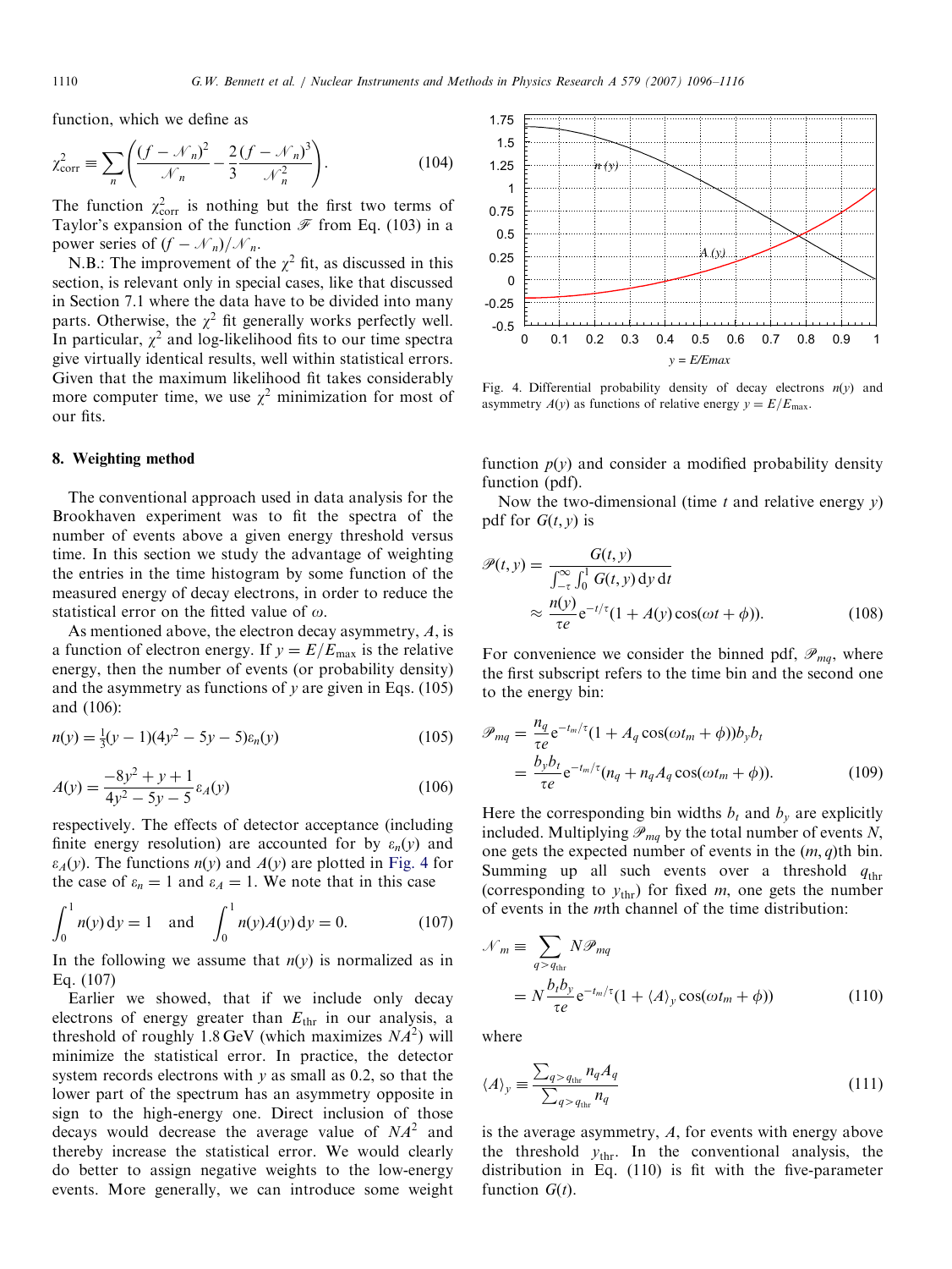function, which we define as

$$\chi^2_{\rm corr} \equiv \sum_n \left( \frac{(f-\mathcal{N}_n)^2}{\mathcal{N}_n} - \frac{2}{3}\frac{(f-\mathcal{N}_n)^3}{\mathcal{N}_n^2} \right). \tag{104}$$

The function $\chi^2_{\rm corr}$ is nothing but the first two terms of Taylor's expansion of the function $\mathscr{F}$ from Eq. (103) in a power series of $(f-\mathcal{N}_n)/\mathcal{N}_n$.

N.B.: The improvement of the $\chi^2$ fit, as discussed in this section, is relevant only in special cases, like that discussed in Section 7.1 where the data have to be divided into many parts. Otherwise, the $\chi^2$ fit generally works perfectly well. In particular, $\chi^2$ and log-likelihood fits to our time spectra give virtually identical results, well within statistical errors. Given that the maximum likelihood fit takes considerably more computer time, we use $\chi^2$ minimization for most of our fits.

## 8. Weighting method

The conventional approach used in data analysis for the Brookhaven experiment was to fit the spectra of the number of events above a given energy threshold versus time. In this section we study the advantage of weighting the entries in the time histogram by some function of the measured energy of decay electrons, in order to reduce the statistical error on the fitted value of $\omega$.

As mentioned above, the electron decay asymmetry, $A$, is a function of electron energy. If $y = E/E_{\max}$ is the relative energy, then the number of events (or probability density) and the asymmetry as functions of $y$ are given in Eqs. (105) and (106):

$$n(y) = \tfrac{1}{3}(y-1)(4y^2-5y-5)\varepsilon_n(y) \tag{105}$$

$$A(y) = \frac{-8y^2+y+1}{4y^2-5y-5}\varepsilon_A(y) \tag{106}$$

respectively. The effects of detector acceptance (including finite energy resolution) are accounted for by $\varepsilon_n(y)$ and $\varepsilon_A(y)$. The functions $n(y)$ and $A(y)$ are plotted in Fig. 4 for the case of $\varepsilon_n = 1$ and $\varepsilon_A = 1$. We note that in this case

$$\int_0^1 n(y)\,{\rm d}y = 1 \quad \text{and} \quad \int_0^1 n(y)A(y)\,{\rm d}y = 0. \tag{107}$$

In the following we assume that $n(y)$ is normalized as in Eq. (107)

Earlier we showed, that if we include only decay electrons of energy greater than $E_{\rm thr}$ in our analysis, a threshold of roughly 1.8 GeV (which maximizes $NA^2$) will minimize the statistical error. In practice, the detector system records electrons with $y$ as small as 0.2, so that the lower part of the spectrum has an asymmetry opposite in sign to the high-energy one. Direct inclusion of those decays would decrease the average value of $NA^2$ and thereby increase the statistical error. We would clearly do better to assign negative weights to the low-energy events. More generally, we can introduce some weight function $p(y)$ and consider a modified probability density function (pdf).

Fig. 4. Differential probability density of decay electrons $n(y)$ and asymmetry $A(y)$ as functions of relative energy $y = E/E_{\max}$.

Now the two-dimensional (time $t$ and relative energy $y$) pdf for $G(t, y)$ is

$$\mathscr{P}(t,y) = \frac{G(t,y)}{\int_{-\tau}^{\infty}\int_0^1 G(t,y)\,{\rm d}y\,{\rm d}t} \approx \frac{n(y)}{\tau e}{\rm e}^{-t/\tau}(1 + A(y)\cos(\omega t + \phi)). \tag{108}$$

For convenience we consider the binned pdf, $\mathscr{P}_{mq}$, where the first subscript refers to the time bin and the second one to the energy bin:

$$\mathscr{P}_{mq} = \frac{n_q}{\tau e}{\rm e}^{-t_m/\tau}(1 + A_q\cos(\omega t_m + \phi))b_y b_t = \frac{b_y b_t}{\tau e}{\rm e}^{-t_m/\tau}(n_q + n_q A_q\cos(\omega t_m + \phi)). \tag{109}$$

Here the corresponding bin widths $b_t$ and $b_y$ are explicitly included. Multiplying $\mathscr{P}_{mq}$ by the total number of events $N$, one gets the expected number of events in the $(m, q)$th bin. Summing up all such events over a threshold $q_{\rm thr}$ (corresponding to $y_{\rm thr}$) for fixed $m$, one gets the number of events in the $m$th channel of the time distribution:

$$\mathcal{N}_m \equiv \sum_{q>q_{\rm thr}} N\mathscr{P}_{mq} = N\frac{b_t b_y}{\tau e}{\rm e}^{-t_m/\tau}(1 + \langle A\rangle_y\cos(\omega t_m + \phi)) \tag{110}$$

where

$$\langle A\rangle_y \equiv \frac{\sum_{q>q_{\rm thr}} n_q A_q}{\sum_{q>q_{\rm thr}} n_q} \tag{111}$$

is the average asymmetry, $A$, for events with energy above the threshold $y_{\rm thr}$. In the conventional analysis, the distribution in Eq. (110) is fit with the five-parameter function $G(t)$.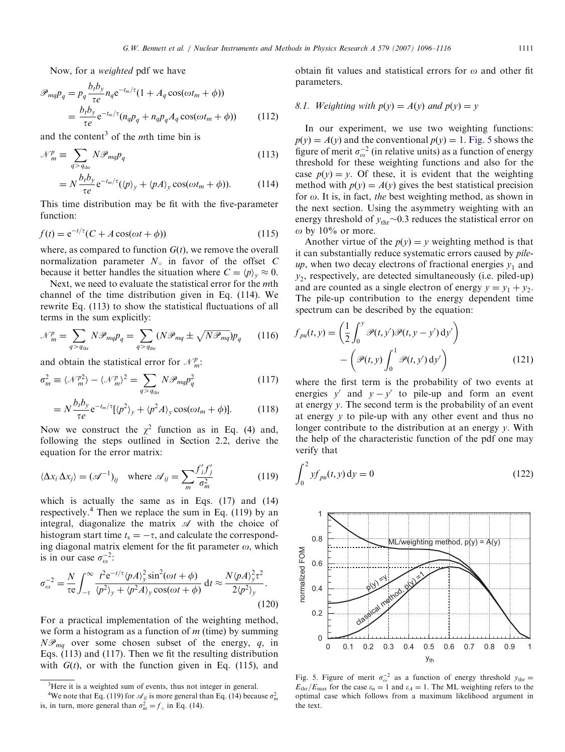Now, for a *weighted* pdf we have

$$\mathscr{P}_{mq}p_q = p_q \frac{b_t b_y}{\tau e} n_q e^{-t_m/\tau}(1 + A_q \cos(\omega t_m + \phi))$$
$$= \frac{b_t b_y}{\tau e} e^{-t_m/\tau}(n_q p_q + n_q p_q A_q \cos(\omega t_m + \phi)) \tag{112}$$

and the content[3] of the $m$th time bin is

$$\mathscr{N}_m^p \equiv \sum_{q > q_{\text{thr}}} N\mathscr{P}_{mq}p_q \tag{113}$$

$$= N\frac{b_t b_y}{\tau e} e^{-t_m/\tau}(\langle p \rangle_y + \langle pA \rangle_y \cos(\omega t_m + \phi)). \tag{114}$$

This time distribution may be fit with the five-parameter function:

$$f(t) = e^{-t/\tau}(C + A\cos(\omega t + \phi)) \tag{115}$$

where, as compared to function $G(t)$, we remove the overall normalization parameter $N_\circ$ in favor of the offset $C$ because it better handles the situation where $C = \langle p \rangle_y \approx 0$.

Next, we need to evaluate the statistical error for the $m$th channel of the time distribution given in Eq. (114). We rewrite Eq. (113) to show the statistical fluctuations of all terms in the sum explicitly:

$$\mathscr{N}_m^p = \sum_{q > q_{\text{thr}}} N\mathscr{P}_{mq}p_q = \sum_{q > q_{\text{thr}}} (N\mathscr{P}_{mq} \pm \sqrt{N\mathscr{P}_{mq}})p_q \tag{116}$$

and obtain the statistical error for $\mathscr{N}_m^p$:

$$\sigma_m^2 \equiv \langle \mathscr{N}_m^{p2} \rangle - \langle \mathscr{N}_m^p \rangle^2 = \sum_{q > q_{\text{thr}}} N\mathscr{P}_{mq}p_q^2 \tag{117}$$

$$= N\frac{b_t b_y}{\tau e} e^{-t_m/\tau}[\langle p^2 \rangle_y + \langle p^2 A \rangle_y \cos(\omega t_m + \phi)]. \tag{118}$$

Now we construct the $\chi^2$ function as in Eq. (4) and, following the steps outlined in Section 2.2, derive the equation for the error matrix:

$$\langle \Delta x_i \, \Delta x_j \rangle = (\mathscr{A}^{-1})_{ij} \quad \text{where } \mathscr{A}_{ij} = \sum_m \frac{f'_i f'_j}{\sigma_m^2} \tag{119}$$

which is actually the same as in Eqs. (17) and (14) respectively.[4] Then we replace the sum in Eq. (119) by an integral, diagonalize the matrix $\mathscr{A}$ with the choice of histogram start time $t_s = -\tau$, and calculate the corresponding diagonal matrix element for the fit parameter $\omega$, which is in our case $\sigma_\omega^{-2}$:

$$\sigma_\omega^{-2} = \frac{N}{\tau e}\int_{-\tau}^{\infty} \frac{t^2 e^{-t/\tau}\langle pA \rangle_y^2 \sin^2(\omega t + \phi)}{\langle p^2 \rangle_y + \langle p^2 A \rangle_y \cos(\omega t + \phi)} \, dt \approx \frac{N \langle pA \rangle_y^2 \tau^2}{2\langle p^2 \rangle_y}. \tag{120}$$

For a practical implementation of the weighting method, we form a histogram as a function of $m$ (time) by summing $N\mathscr{P}_{mq}$ over some chosen subset of the energy, $q$, in Eqs. (113) and (117). Then we fit the resulting distribution with $G(t)$, or with the function given in Eq. (115), and obtain fit values and statistical errors for $\omega$ and other fit parameters.

[3] Here it is a weighted sum of events, thus not integer in general.

[4] We note that Eq. (119) for $\mathscr{A}_{ij}$ is more general than Eq. (14) because $\sigma_m^2$ is, in turn, more general than $\sigma_m^2 = f_\circ$ in Eq. (14).

### 8.1. Weighting with $p(y) = A(y)$ and $p(y) = y$

In our experiment, we use two weighting functions: $p(y) = A(y)$ and the conventional $p(y) = 1$. Fig. 5 shows the figure of merit $\sigma_\omega^{-2}$ (in relative units) as a function of energy threshold for these weighting functions and also for the case $p(y) = y$. Of these, it is evident that the weighting method with $p(y) = A(y)$ gives the best statistical precision for $\omega$. It is, in fact, *the* best weighting method, as shown in the next section. Using the asymmetry weighting with an energy threshold of $y_{\text{thr}} \sim 0.3$ reduces the statistical error on $\omega$ by 10% or more.

Another virtue of the $p(y) = y$ weighting method is that it can substantially reduce systematic errors caused by *pile-up*, when two decay electrons of fractional energies $y_1$ and $y_2$, respectively, are detected simultaneously (i.e. piled-up) and are counted as a single electron of energy $y = y_1 + y_2$. The pile-up contribution to the energy dependent time spectrum can be described by the equation:

$$f_{pu}(t, y) = \left(\frac{1}{2}\int_0^y \mathscr{P}(t, y')\mathscr{P}(t, y - y') \, dy'\right) - \left(\mathscr{P}(t, y)\int_0^1 \mathscr{P}(t, y') \, dy'\right) \tag{121}$$

where the first term is the probability of two events at energies $y'$ and $y - y'$ to pile-up and form an event at energy $y$. The second term is the probability of an event at energy $y$ to pile-up with any other event and thus no longer contribute to the distribution at an energy $y$. With the help of the characteristic function of the pdf one may verify that

$$\int_0^2 y f_{pu}(t, y) \, dy = 0 \tag{122}$$

Fig. 5. Figure of merit $\sigma_\omega^{-2}$ as a function of energy threshold $y_{\text{thr}} = E_{\text{thr}}/E_{\text{max}}$ for the case $\varepsilon_n = 1$ and $\varepsilon_A = 1$. The ML weighting refers to the optimal case which follows from a maximum likelihood argument in the text.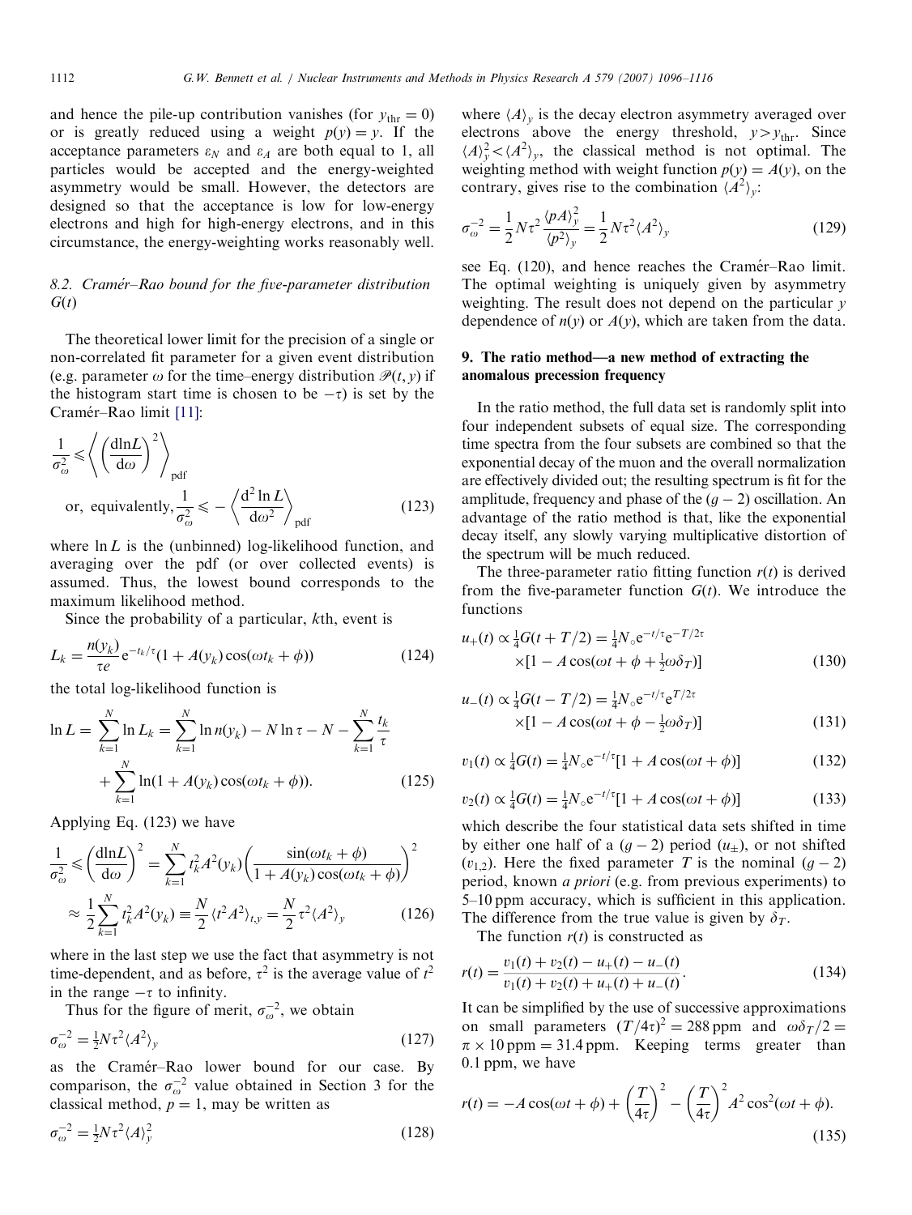and hence the pile-up contribution vanishes (for $y_{\rm thr}=0$) or is greatly reduced using a weight $p(y)=y$. If the acceptance parameters $\varepsilon_N$ and $\varepsilon_A$ are both equal to 1, all particles would be accepted and the energy-weighted asymmetry would be small. However, the detectors are designed so that the acceptance is low for low-energy electrons and high for high-energy electrons, and in this circumstance, the energy-weighting works reasonably well.

### 8.2. Cramér–Rao bound for the five-parameter distribution $G(t)$

The theoretical lower limit for the precision of a single or non-correlated fit parameter for a given event distribution (e.g. parameter $\omega$ for the time–energy distribution $\mathscr{P}(t,y)$ if the histogram start time is chosen to be $-\tau$) is set by the Cramér–Rao limit [11]:

$$\frac{1}{\sigma_\omega^2} \leqslant \left\langle \left(\frac{{\rm d}\ln L}{{\rm d}\omega}\right)^2 \right\rangle_{\rm pdf}$$

$$\text{or, equivalently, } \frac{1}{\sigma_\omega^2} \leqslant -\left\langle \frac{{\rm d}^2 \ln L}{{\rm d}\omega^2} \right\rangle_{\rm pdf} \tag{123}$$

where $\ln L$ is the (unbinned) log-likelihood function, and averaging over the pdf (or over collected events) is assumed. Thus, the lowest bound corresponds to the maximum likelihood method.

Since the probability of a particular, $k$th, event is

$$L_k = \frac{n(y_k)}{\tau e} {\rm e}^{-t_k/\tau}(1 + A(y_k)\cos(\omega t_k + \phi)) \tag{124}$$

the total log-likelihood function is

$$\ln L = \sum_{k=1}^{N} \ln L_k = \sum_{k=1}^{N} \ln n(y_k) - N\ln\tau - N - \sum_{k=1}^{N}\frac{t_k}{\tau} + \sum_{k=1}^{N} \ln(1 + A(y_k)\cos(\omega t_k + \phi)). \tag{125}$$

Applying Eq. (123) we have

$$\frac{1}{\sigma_\omega^2} \leqslant \left(\frac{{\rm d}\ln L}{{\rm d}\omega}\right)^2 = \sum_{k=1}^{N} t_k^2 A^2(y_k)\left(\frac{\sin(\omega t_k + \phi)}{1 + A(y_k)\cos(\omega t_k + \phi)}\right)^2$$

$$\approx \frac{1}{2}\sum_{k=1}^{N} t_k^2 A^2(y_k) \equiv \frac{N}{2}\langle t^2 A^2\rangle_{t,y} = \frac{N}{2}\tau^2\langle A^2\rangle_y \tag{126}$$

where in the last step we use the fact that asymmetry is not time-dependent, and as before, $\tau^2$ is the average value of $t^2$ in the range $-\tau$ to infinity.

Thus for the figure of merit, $\sigma_\omega^{-2}$, we obtain

$$\sigma_\omega^{-2} = \tfrac{1}{2}N\tau^2\langle A^2\rangle_y \tag{127}$$

as the Cramér–Rao lower bound for our case. By comparison, the $\sigma_\omega^{-2}$ value obtained in Section 3 for the classical method, $p=1$, may be written as

$$\sigma_\omega^{-2} = \tfrac{1}{2}N\tau^2\langle A\rangle_y^2 \tag{128}$$

where $\langle A\rangle_y$ is the decay electron asymmetry averaged over electrons above the energy threshold, $y > y_{\rm thr}$. Since $\langle A\rangle_y^2 < \langle A^2\rangle_y$, the classical method is not optimal. The weighting method with weight function $p(y) = A(y)$, on the contrary, gives rise to the combination $\langle A^2\rangle_y$:

$$\sigma_\omega^{-2} = \frac{1}{2}N\tau^2\frac{\langle pA\rangle_y^2}{\langle p^2\rangle_y} = \frac{1}{2}N\tau^2\langle A^2\rangle_y \tag{129}$$

see Eq. (120), and hence reaches the Cramér–Rao limit. The optimal weighting is uniquely given by asymmetry weighting. The result does not depend on the particular $y$ dependence of $n(y)$ or $A(y)$, which are taken from the data.

## 9. The ratio method—a new method of extracting the anomalous precession frequency

In the ratio method, the full data set is randomly split into four independent subsets of equal size. The corresponding time spectra from the four subsets are combined so that the exponential decay of the muon and the overall normalization are effectively divided out; the resulting spectrum is fit for the amplitude, frequency and phase of the $(g-2)$ oscillation. An advantage of the ratio method is that, like the exponential decay itself, any slowly varying multiplicative distortion of the spectrum will be much reduced.

The three-parameter ratio fitting function $r(t)$ is derived from the five-parameter function $G(t)$. We introduce the functions

$$u_+(t) \propto \tfrac{1}{4}G(t + T/2) = \tfrac{1}{4}N_\circ {\rm e}^{-t/\tau}{\rm e}^{-T/2\tau} \times[1 - A\cos(\omega t + \phi + \tfrac{1}{2}\omega\delta_T)] \tag{130}$$

$$u_-(t) \propto \tfrac{1}{4}G(t - T/2) = \tfrac{1}{4}N_\circ {\rm e}^{-t/\tau}{\rm e}^{T/2\tau} \times[1 - A\cos(\omega t + \phi - \tfrac{1}{2}\omega\delta_T)] \tag{131}$$

$$v_1(t) \propto \tfrac{1}{4}G(t) = \tfrac{1}{4}N_\circ {\rm e}^{-t/\tau}[1 + A\cos(\omega t + \phi)] \tag{132}$$

$$v_2(t) \propto \tfrac{1}{4}G(t) = \tfrac{1}{4}N_\circ {\rm e}^{-t/\tau}[1 + A\cos(\omega t + \phi)] \tag{133}$$

which describe the four statistical data sets shifted in time by either one half of a $(g-2)$ period ($u_\pm$), or not shifted ($v_{1,2}$). Here the fixed parameter $T$ is the nominal $(g-2)$ period, known *a priori* (e.g. from previous experiments) to 5–10 ppm accuracy, which is sufficient in this application. The difference from the true value is given by $\delta_T$.

The function $r(t)$ is constructed as

$$r(t) = \frac{v_1(t) + v_2(t) - u_+(t) - u_-(t)}{v_1(t) + v_2(t) + u_+(t) + u_-(t)}. \tag{134}$$

It can be simplified by the use of successive approximations on small parameters $(T/4\tau)^2 = 288$ ppm and $\omega\delta_T/2 = \pi\times 10\,\text{ppm} = 31.4$ ppm. Keeping terms greater than 0.1 ppm, we have

$$r(t) = -A\cos(\omega t + \phi) + \left(\frac{T}{4\tau}\right)^2 - \left(\frac{T}{4\tau}\right)^2 A^2\cos^2(\omega t + \phi). \tag{135}$$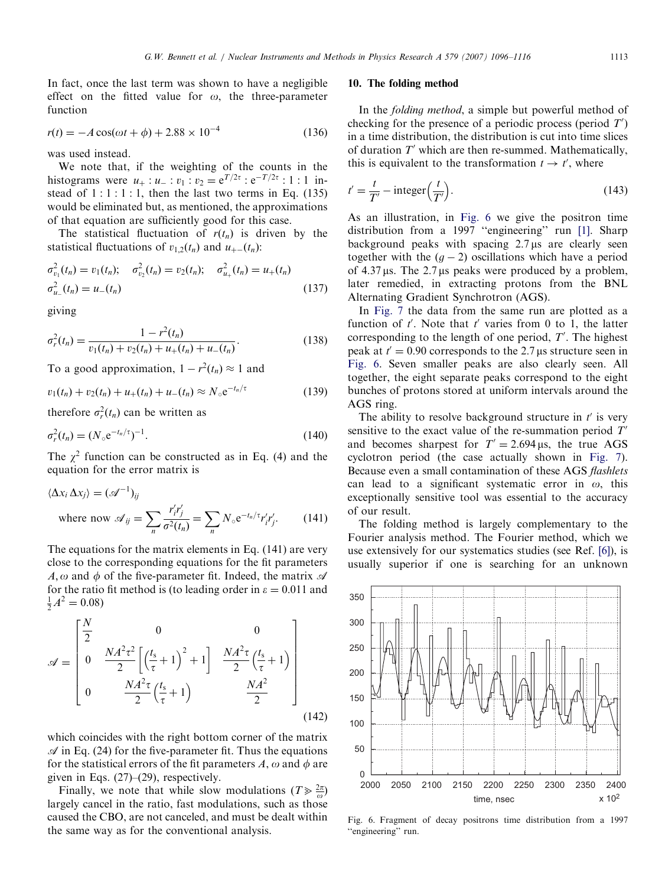In fact, once the last term was shown to have a negligible effect on the fitted value for $\omega$, the three-parameter function

$$r(t) = -A\cos(\omega t + \phi) + 2.88 \times 10^{-4} \tag{136}$$

was used instead.

We note that, if the weighting of the counts in the histograms were $u_+ : u_- : v_1 : v_2 = e^{T/2\tau} : e^{-T/2\tau} : 1 : 1$ instead of $1:1:1:1$, then the last two terms in Eq. (135) would be eliminated but, as mentioned, the approximations of that equation are sufficiently good for this case.

The statistical fluctuation of $r(t_n)$ is driven by the statistical fluctuations of $v_{1,2}(t_n)$ and $u_{+-}(t_n)$:

$$\sigma^2_{v_1}(t_n) = v_1(t_n); \quad \sigma^2_{v_2}(t_n) = v_2(t_n); \quad \sigma^2_{u_+}(t_n) = u_+(t_n)$$
$$\sigma^2_{u_-}(t_n) = u_-(t_n) \tag{137}$$

giving

$$\sigma^2_r(t_n) = \frac{1 - r^2(t_n)}{v_1(t_n) + v_2(t_n) + u_+(t_n) + u_-(t_n)}. \tag{138}$$

To a good approximation, $1 - r^2(t_n) \approx 1$ and

$$v_1(t_n) + v_2(t_n) + u_+(t_n) + u_-(t_n) \approx N_\circ e^{-t_n/\tau} \tag{139}$$

therefore $\sigma^2_r(t_n)$ can be written as

$$\sigma^2_r(t_n) = (N_\circ e^{-t_n/\tau})^{-1}. \tag{140}$$

The $\chi^2$ function can be constructed as in Eq. (4) and the equation for the error matrix is

$$\langle \Delta x_i \, \Delta x_j \rangle = (\mathscr{A}^{-1})_{ij}$$

$$\text{where now } \mathscr{A}_{ij} = \sum_n \frac{r'_i r'_j}{\sigma^2(t_n)} = \sum_n N_\circ e^{-t_n/\tau} r'_i r'_j. \tag{141}$$

The equations for the matrix elements in Eq. (141) are very close to the corresponding equations for the fit parameters $A, \omega$ and $\phi$ of the five-parameter fit. Indeed, the matrix $\mathscr{A}$ for the ratio fit method is (to leading order in $\varepsilon = 0.011$ and $\frac{1}{2}A^2 = 0.08$)

$$\mathscr{A} = \begin{bmatrix} \dfrac{N}{2} & 0 & 0 \\ 0 & \dfrac{NA^2\tau^2}{2}\left[\left(\dfrac{t_s}{\tau}+1\right)^2 + 1\right] & \dfrac{NA^2\tau}{2}\left(\dfrac{t_s}{\tau}+1\right) \\ 0 & \dfrac{NA^2\tau}{2}\left(\dfrac{t_s}{\tau}+1\right) & \dfrac{NA^2}{2} \end{bmatrix} \tag{142}$$

which coincides with the right bottom corner of the matrix $\mathscr{A}$ in Eq. (24) for the five-parameter fit. Thus the equations for the statistical errors of the fit parameters $A, \omega$ and $\phi$ are given in Eqs. (27)–(29), respectively.

Finally, we note that while slow modulations ($T \gg \frac{2\pi}{\omega}$) largely cancel in the ratio, fast modulations, such as those caused the CBO, are not canceled, and must be dealt within the same way as for the conventional analysis.

## 10. The folding method

In the *folding method*, a simple but powerful method of checking for the presence of a periodic process (period $T'$) in a time distribution, the distribution is cut into time slices of duration $T'$ which are then re-summed. Mathematically, this is equivalent to the transformation $t \to t'$, where

$$t' = \frac{t}{T'} - \text{integer}\left(\frac{t}{T'}\right). \tag{143}$$

As an illustration, in Fig. 6 we give the positron time distribution from a 1997 "engineering" run [1]. Sharp background peaks with spacing 2.7 μs are clearly seen together with the $(g-2)$ oscillations which have a period of 4.37 μs. The 2.7 μs peaks were produced by a problem, later remedied, in extracting protons from the BNL Alternating Gradient Synchrotron (AGS).

In Fig. 7 the data from the same run are plotted as a function of $t'$. Note that $t'$ varies from 0 to 1, the latter corresponding to the length of one period, $T'$. The highest peak at $t' = 0.90$ corresponds to the 2.7 μs structure seen in Fig. 6. Seven smaller peaks are also clearly seen. All together, the eight separate peaks correspond to the eight bunches of protons stored at uniform intervals around the AGS ring.

The ability to resolve background structure in $t'$ is very sensitive to the exact value of the re-summation period $T'$ and becomes sharpest for $T' = 2.694$ μs, the true AGS cyclotron period (the case actually shown in Fig. 7). Because even a small contamination of these AGS *flashlets* can lead to a significant systematic error in $\omega$, this exceptionally sensitive tool was essential to the accuracy of our result.

The folding method is largely complementary to the Fourier analysis method. The Fourier method, which we use extensively for our systematics studies (see Ref. [6]), is usually superior if one is searching for an unknown

Fig. 6. Fragment of decay positrons time distribution from a 1997 "engineering" run.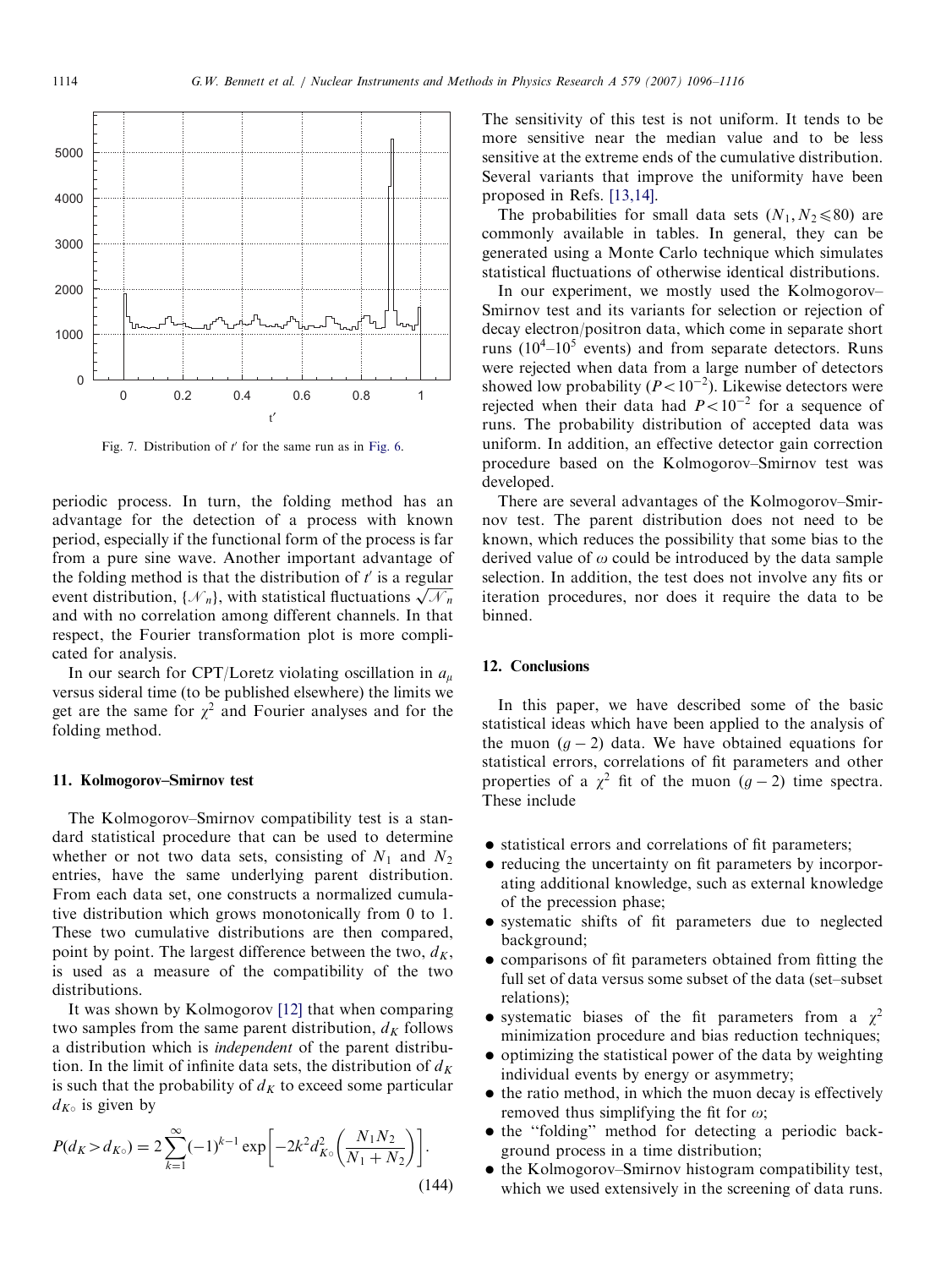Fig. 7. Distribution of $t'$ for the same run as in Fig. 6.

periodic process. In turn, the folding method has an advantage for the detection of a process with known period, especially if the functional form of the process is far from a pure sine wave. Another important advantage of the folding method is that the distribution of $t'$ is a regular event distribution, $\{\mathcal{N}_n\}$, with statistical fluctuations $\sqrt{\mathcal{N}_n}$ and with no correlation among different channels. In that respect, the Fourier transformation plot is more complicated for analysis.

In our search for CPT/Loretz violating oscillation in $a_\mu$ versus sideral time (to be published elsewhere) the limits we get are the same for $\chi^2$ and Fourier analyses and for the folding method.

## 11. Kolmogorov–Smirnov test

The Kolmogorov–Smirnov compatibility test is a standard statistical procedure that can be used to determine whether or not two data sets, consisting of $N_1$ and $N_2$ entries, have the same underlying parent distribution. From each data set, one constructs a normalized cumulative distribution which grows monotonically from 0 to 1. These two cumulative distributions are then compared, point by point. The largest difference between the two, $d_K$, is used as a measure of the compatibility of the two distributions.

It was shown by Kolmogorov [12] that when comparing two samples from the same parent distribution, $d_K$ follows a distribution which is *independent* of the parent distribution. In the limit of infinite data sets, the distribution of $d_K$ is such that the probability of $d_K$ to exceed some particular $d_{K\circ}$ is given by

$$P(d_K > d_{K\circ}) = 2\sum_{k=1}^{\infty}(-1)^{k-1}\exp\left[-2k^2 d_{K\circ}^2\left(\frac{N_1 N_2}{N_1+N_2}\right)\right]. \tag{144}$$

The sensitivity of this test is not uniform. It tends to be more sensitive near the median value and to be less sensitive at the extreme ends of the cumulative distribution. Several variants that improve the uniformity have been proposed in Refs. [13,14].

The probabilities for small data sets ($N_1, N_2 \leqslant 80$) are commonly available in tables. In general, they can be generated using a Monte Carlo technique which simulates statistical fluctuations of otherwise identical distributions.

In our experiment, we mostly used the Kolmogorov–Smirnov test and its variants for selection or rejection of decay electron/positron data, which come in separate short runs ($10^4$–$10^5$ events) and from separate detectors. Runs were rejected when data from a large number of detectors showed low probability ($P < 10^{-2}$). Likewise detectors were rejected when their data had $P < 10^{-2}$ for a sequence of runs. The probability distribution of accepted data was uniform. In addition, an effective detector gain correction procedure based on the Kolmogorov–Smirnov test was developed.

There are several advantages of the Kolmogorov–Smirnov test. The parent distribution does not need to be known, which reduces the possibility that some bias to the derived value of $\omega$ could be introduced by the data sample selection. In addition, the test does not involve any fits or iteration procedures, nor does it require the data to be binned.

## 12. Conclusions

In this paper, we have described some of the basic statistical ideas which have been applied to the analysis of the muon $(g-2)$ data. We have obtained equations for statistical errors, correlations of fit parameters and other properties of a $\chi^2$ fit of the muon $(g-2)$ time spectra. These include

- statistical errors and correlations of fit parameters;
- reducing the uncertainty on fit parameters by incorporating additional knowledge, such as external knowledge of the precession phase;
- systematic shifts of fit parameters due to neglected background;
- comparisons of fit parameters obtained from fitting the full set of data versus some subset of the data (set–subset relations);
- systematic biases of the fit parameters from a $\chi^2$ minimization procedure and bias reduction techniques;
- optimizing the statistical power of the data by weighting individual events by energy or asymmetry;
- the ratio method, in which the muon decay is effectively removed thus simplifying the fit for $\omega$;
- the "folding" method for detecting a periodic background process in a time distribution;
- the Kolmogorov–Smirnov histogram compatibility test, which we used extensively in the screening of data runs.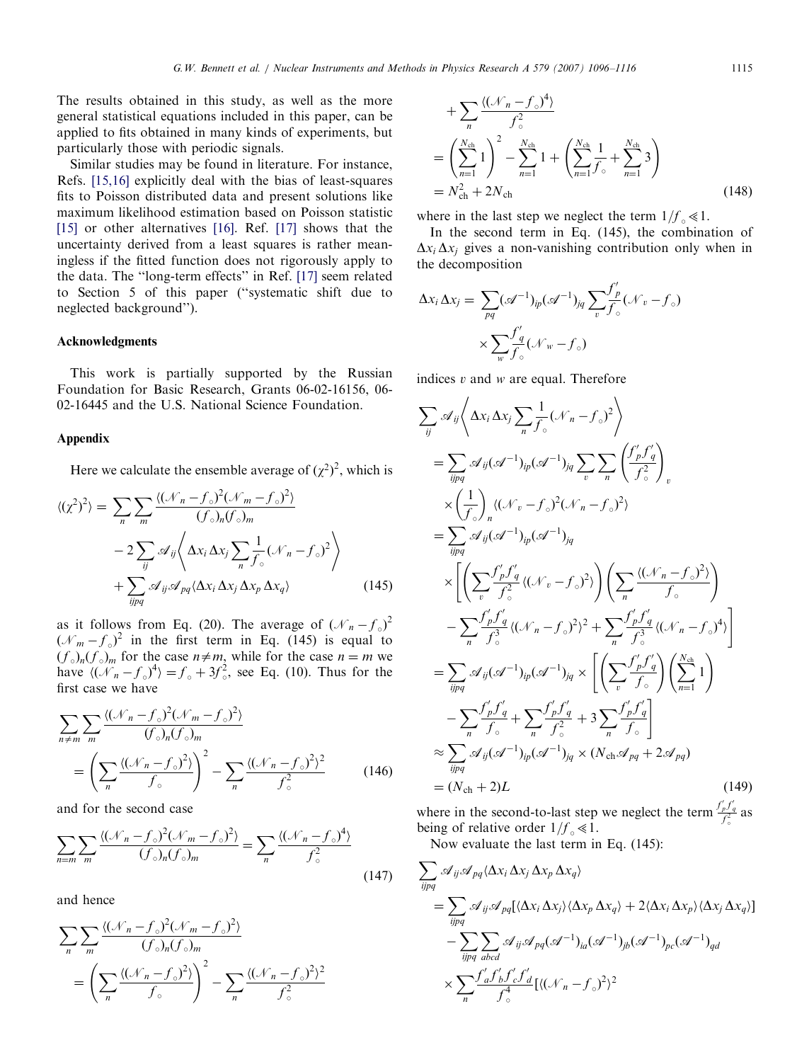The results obtained in this study, as well as the more general statistical equations included in this paper, can be applied to fits obtained in many kinds of experiments, but particularly those with periodic signals.

Similar studies may be found in literature. For instance, Refs. [15,16] explicitly deal with the bias of least-squares fits to Poisson distributed data and present solutions like maximum likelihood estimation based on Poisson statistic [15] or other alternatives [16]. Ref. [17] shows that the uncertainty derived from a least squares is rather meaningless if the fitted function does not rigorously apply to the data. The "long-term effects" in Ref. [17] seem related to Section 5 of this paper ("systematic shift due to neglected background").

## Acknowledgments

This work is partially supported by the Russian Foundation for Basic Research, Grants 06-02-16156, 06-02-16445 and the U.S. National Science Foundation.

## Appendix

Here we calculate the ensemble average of $(\chi^2)^2$, which is

$$\langle(\chi^2)^2\rangle = \sum_n\sum_m \frac{\langle(\mathcal{N}_n - f_\circ)^2(\mathcal{N}_m - f_\circ)^2\rangle}{(f_\circ)_n(f_\circ)_m} - 2\sum_{ij}\mathcal{A}_{ij}\left\langle \Delta x_i\,\Delta x_j \sum_n \frac{1}{f_\circ}(\mathcal{N}_n - f_\circ)^2\right\rangle + \sum_{ijpq}\mathcal{A}_{ij}\mathcal{A}_{pq}\langle\Delta x_i\,\Delta x_j\,\Delta x_p\,\Delta x_q\rangle \tag{145}$$

as it follows from Eq. (20). The average of $(\mathcal{N}_n - f_\circ)^2(\mathcal{N}_m - f_\circ)^2$ in the first term in Eq. (145) is equal to $(f_\circ)_n(f_\circ)_m$ for the case $n\neq m$, while for the case $n=m$ we have $\langle(\mathcal{N}_n - f_\circ)^4\rangle = f_\circ + 3f_\circ^2$, see Eq. (10). Thus for the first case we have

$$\sum_{n\neq m}\sum_m \frac{\langle(\mathcal{N}_n - f_\circ)^2(\mathcal{N}_m - f_\circ)^2\rangle}{(f_\circ)_n(f_\circ)_m} = \left(\sum_n \frac{\langle(\mathcal{N}_n - f_\circ)^2\rangle}{f_\circ}\right)^2 - \sum_n \frac{\langle(\mathcal{N}_n - f_\circ)^2\rangle^2}{f_\circ^2} \tag{146}$$

and for the second case

$$\sum_{n=m}\sum_m \frac{\langle(\mathcal{N}_n - f_\circ)^2(\mathcal{N}_m - f_\circ)^2\rangle}{(f_\circ)_n(f_\circ)_m} = \sum_n \frac{\langle(\mathcal{N}_n - f_\circ)^4\rangle}{f_\circ^2} \tag{147}$$

and hence

$$\begin{aligned}
\sum_n\sum_m \frac{\langle(\mathcal{N}_n - f_\circ)^2(\mathcal{N}_m - f_\circ)^2\rangle}{(f_\circ)_n(f_\circ)_m} &= \left(\sum_n \frac{\langle(\mathcal{N}_n - f_\circ)^2\rangle}{f_\circ}\right)^2 - \sum_n \frac{\langle(\mathcal{N}_n - f_\circ)^2\rangle^2}{f_\circ^2} + \sum_n \frac{\langle(\mathcal{N}_n - f_\circ)^4\rangle}{f_\circ^2} \\
&= \left(\sum_{n=1}^{N_{\rm ch}} 1\right)^2 - \sum_{n=1}^{N_{\rm ch}} 1 + \left(\sum_{n=1}^{N_{\rm ch}} \frac{1}{f_\circ} + \sum_{n=1}^{N_{\rm ch}} 3\right) \\
&= N_{\rm ch}^2 + 2N_{\rm ch}
\end{aligned} \tag{148}$$

where in the last step we neglect the term $1/f_\circ \ll 1$.

In the second term in Eq. (145), the combination of $\Delta x_i\,\Delta x_j$ gives a non-vanishing contribution only when in the decomposition

$$\Delta x_i\,\Delta x_j = \sum_{pq}(\mathcal{A}^{-1})_{ip}(\mathcal{A}^{-1})_{jq}\sum_v \frac{f'_p}{f_\circ}(\mathcal{N}_v - f_\circ) \times \sum_w \frac{f'_q}{f_\circ}(\mathcal{N}_w - f_\circ)$$

indices $v$ and $w$ are equal. Therefore

$$\begin{aligned}
&\sum_{ij}\mathcal{A}_{ij}\left\langle \Delta x_i\,\Delta x_j \sum_n \frac{1}{f_\circ}(\mathcal{N}_n - f_\circ)^2\right\rangle \\
&= \sum_{ijpq}\mathcal{A}_{ij}(\mathcal{A}^{-1})_{ip}(\mathcal{A}^{-1})_{jq}\sum_v\sum_n \left(\frac{f'_pf'_q}{f_\circ^2}\right)_v \left(\frac{1}{f_\circ}\right)_n \langle(\mathcal{N}_v - f_\circ)^2(\mathcal{N}_n - f_\circ)^2\rangle \\
&= \sum_{ijpq}\mathcal{A}_{ij}(\mathcal{A}^{-1})_{ip}(\mathcal{A}^{-1})_{jq} \times\left[\left(\sum_v \frac{f'_pf'_q}{f_\circ^2}\langle(\mathcal{N}_v - f_\circ)^2\rangle\right)\left(\sum_n \frac{\langle(\mathcal{N}_n - f_\circ)^2\rangle}{f_\circ}\right) - \sum_n \frac{f'_pf'_q}{f_\circ^3}\langle(\mathcal{N}_n - f_\circ)^2\rangle^2 + \sum_n \frac{f'_pf'_q}{f_\circ^3}\langle(\mathcal{N}_n - f_\circ)^4\rangle\right] \\
&= \sum_{ijpq}\mathcal{A}_{ij}(\mathcal{A}^{-1})_{ip}(\mathcal{A}^{-1})_{jq} \times\left[\left(\sum_v \frac{f'_pf'_q}{f_\circ}\right)\left(\sum_{n=1}^{N_{\rm ch}} 1\right) - \sum_n \frac{f'_pf'_q}{f_\circ} + \sum_n \frac{f'_pf'_q}{f_\circ^2} + 3\sum_n \frac{f'_pf'_q}{f_\circ}\right] \\
&\approx \sum_{ijpq}\mathcal{A}_{ij}(\mathcal{A}^{-1})_{ip}(\mathcal{A}^{-1})_{jq} \times (N_{\rm ch}\mathcal{A}_{pq} + 2\mathcal{A}_{pq}) \\
&= (N_{\rm ch} + 2)L
\end{aligned} \tag{149}$$

where in the second-to-last step we neglect the term $\frac{f'_pf'_q}{f_\circ^2}$ as being of relative order $1/f_\circ \ll 1$.

Now evaluate the last term in Eq. (145):

$$\begin{aligned}
&\sum_{ijpq}\mathcal{A}_{ij}\mathcal{A}_{pq}\langle\Delta x_i\,\Delta x_j\,\Delta x_p\,\Delta x_q\rangle \\
&= \sum_{ijpq}\mathcal{A}_{ij}\mathcal{A}_{pq}[\langle\Delta x_i\,\Delta x_j\rangle\langle\Delta x_p\,\Delta x_q\rangle + 2\langle\Delta x_i\,\Delta x_p\rangle\langle\Delta x_j\,\Delta x_q\rangle] \\
&\quad - \sum_{ijpq}\sum_{abcd}\mathcal{A}_{ij}\mathcal{A}_{pq}(\mathcal{A}^{-1})_{ia}(\mathcal{A}^{-1})_{jb}(\mathcal{A}^{-1})_{pc}(\mathcal{A}^{-1})_{qd} \times \sum_n \frac{f'_af'_bf'_cf'_d}{f_\circ^4}[\langle(\mathcal{N}_n - f_\circ)^2\rangle^2
\end{aligned}$$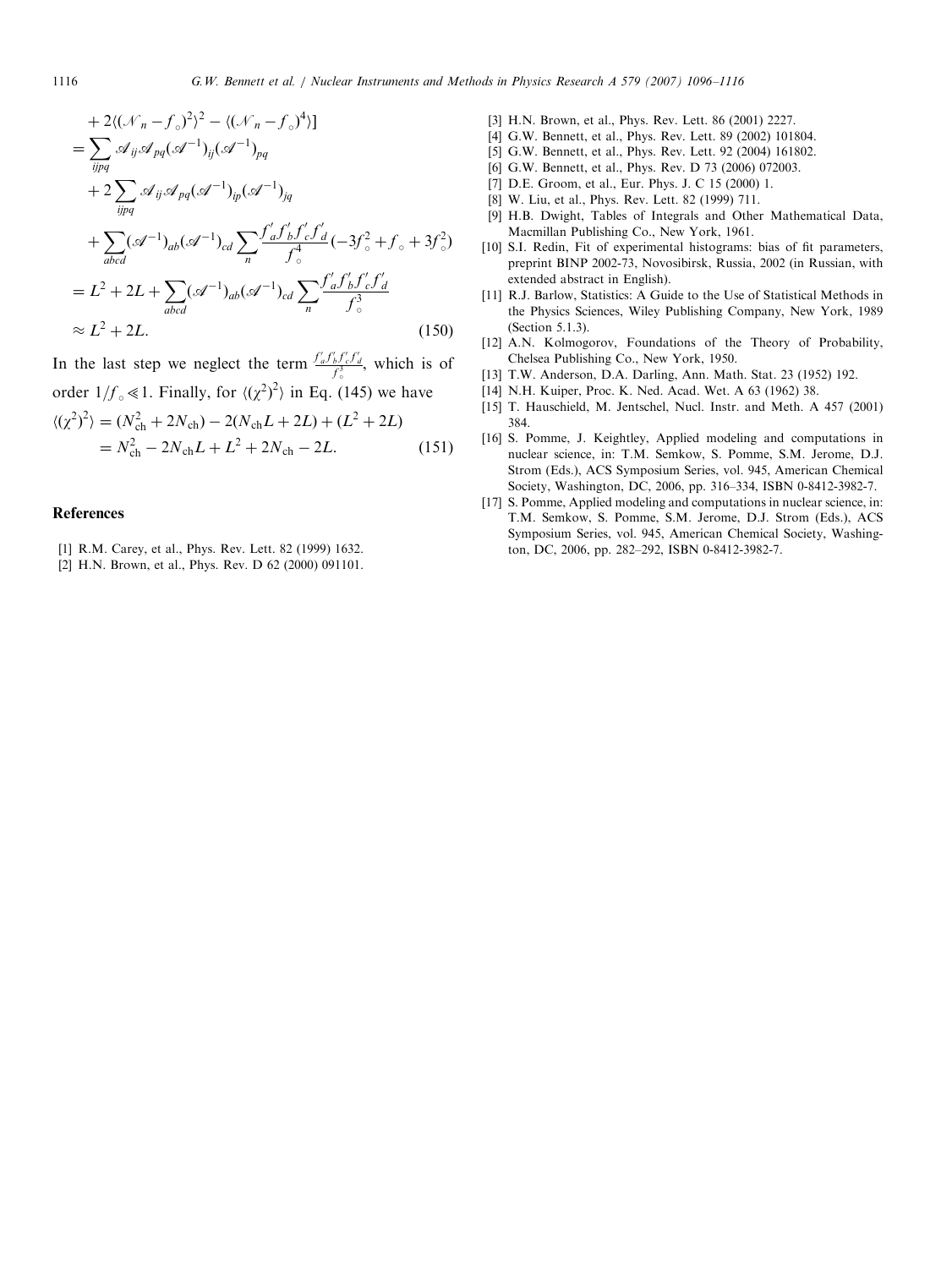$$
\begin{aligned}
&+ 2\langle(\mathcal{N}_n - f_\circ)^2\rangle^2 - \langle(\mathcal{N}_n - f_\circ)^4\rangle] \\
&= \sum_{ijpq} \mathcal{A}_{ij}\mathcal{A}_{pq}(\mathcal{A}^{-1})_{ij}(\mathcal{A}^{-1})_{pq} \\
&\quad + 2\sum_{ijpq} \mathcal{A}_{ij}\mathcal{A}_{pq}(\mathcal{A}^{-1})_{ip}(\mathcal{A}^{-1})_{jq} \\
&\quad + \sum_{abcd}(\mathcal{A}^{-1})_{ab}(\mathcal{A}^{-1})_{cd}\sum_n \frac{f'_a f'_b f'_c f'_d}{f_\circ^4}(-3f_\circ^2 + f_\circ + 3f_\circ^2) \\
&= L^2 + 2L + \sum_{abcd}(\mathcal{A}^{-1})_{ab}(\mathcal{A}^{-1})_{cd}\sum_n \frac{f'_a f'_b f'_c f'_d}{f_\circ^3} \\
&\approx L^2 + 2L. \qquad (150)
\end{aligned}
$$

In the last step we neglect the term $\frac{f'_a f'_b f'_c f'_d}{f_\circ^3}$, which is of order $1/f_\circ \ll 1$. Finally, for $\langle(\chi^2)^2\rangle$ in Eq. (145) we have

$$
\begin{aligned}
\langle(\chi^2)^2\rangle &= (N_{\mathrm{ch}}^2 + 2N_{\mathrm{ch}}) - 2(N_{\mathrm{ch}}L + 2L) + (L^2 + 2L) \\
&= N_{\mathrm{ch}}^2 - 2N_{\mathrm{ch}}L + L^2 + 2N_{\mathrm{ch}} - 2L. \qquad (151)
\end{aligned}
$$

## References

[1] R.M. Carey, et al., Phys. Rev. Lett. 82 (1999) 1632.

[2] H.N. Brown, et al., Phys. Rev. D 62 (2000) 091101.

[3] H.N. Brown, et al., Phys. Rev. Lett. 86 (2001) 2227.

[4] G.W. Bennett, et al., Phys. Rev. Lett. 89 (2002) 101804.

[5] G.W. Bennett, et al., Phys. Rev. Lett. 92 (2004) 161802.

[6] G.W. Bennett, et al., Phys. Rev. D 73 (2006) 072003.

[7] D.E. Groom, et al., Eur. Phys. J. C 15 (2000) 1.

[8] W. Liu, et al., Phys. Rev. Lett. 82 (1999) 711.

[9] H.B. Dwight, Tables of Integrals and Other Mathematical Data, Macmillan Publishing Co., New York, 1961.

[10] S.I. Redin, Fit of experimental histograms: bias of fit parameters, preprint BINP 2002-73, Novosibirsk, Russia, 2002 (in Russian, with extended abstract in English).

[11] R.J. Barlow, Statistics: A Guide to the Use of Statistical Methods in the Physics Sciences, Wiley Publishing Company, New York, 1989 (Section 5.1.3).

[12] A.N. Kolmogorov, Foundations of the Theory of Probability, Chelsea Publishing Co., New York, 1950.

[13] T.W. Anderson, D.A. Darling, Ann. Math. Stat. 23 (1952) 192.

[14] N.H. Kuiper, Proc. K. Ned. Acad. Wet. A 63 (1962) 38.

[15] T. Hauschield, M. Jentschel, Nucl. Instr. and Meth. A 457 (2001) 384.

[16] S. Pomme, J. Keightley, Applied modeling and computations in nuclear science, in: T.M. Semkow, S. Pomme, S.M. Jerome, D.J. Strom (Eds.), ACS Symposium Series, vol. 945, American Chemical Society, Washington, DC, 2006, pp. 316–334, ISBN 0-8412-3982-7.

[17] S. Pomme, Applied modeling and computations in nuclear science, in: T.M. Semkow, S. Pomme, S.M. Jerome, D.J. Strom (Eds.), ACS Symposium Series, vol. 945, American Chemical Society, Washington, DC, 2006, pp. 282–292, ISBN 0-8412-3982-7.